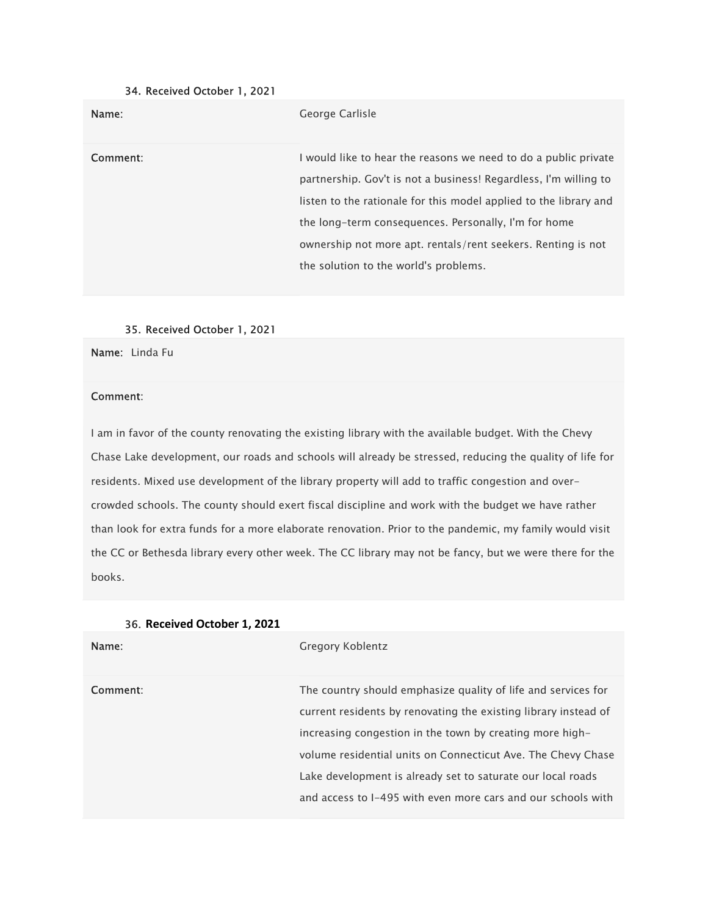34. Received October 1, 2021

| | |
|---|---|
| Name: | George Carlisle |
| Comment: | I would like to hear the reasons we need to do a public private partnership. Gov't is not a business! Regardless, I'm willing to listen to the rationale for this model applied to the library and the long-term consequences. Personally, I'm for home ownership not more apt. rentals/rent seekers. Renting is not the solution to the world's problems. |

35. Received October 1, 2021

**Name**: Linda Fu

**Comment**:

I am in favor of the county renovating the existing library with the available budget. With the Chevy Chase Lake development, our roads and schools will already be stressed, reducing the quality of life for residents. Mixed use development of the library property will add to traffic congestion and over-crowded schools. The county should exert fiscal discipline and work with the budget we have rather than look for extra funds for a more elaborate renovation. Prior to the pandemic, my family would visit the CC or Bethesda library every other week. The CC library may not be fancy, but we were there for the books.

36. **Received October 1, 2021**

| | |
|---|---|
| Name: | Gregory Koblentz |
| Comment: | The country should emphasize quality of life and services for current residents by renovating the existing library instead of increasing congestion in the town by creating more high-volume residential units on Connecticut Ave. The Chevy Chase Lake development is already set to saturate our local roads and access to I-495 with even more cars and our schools with |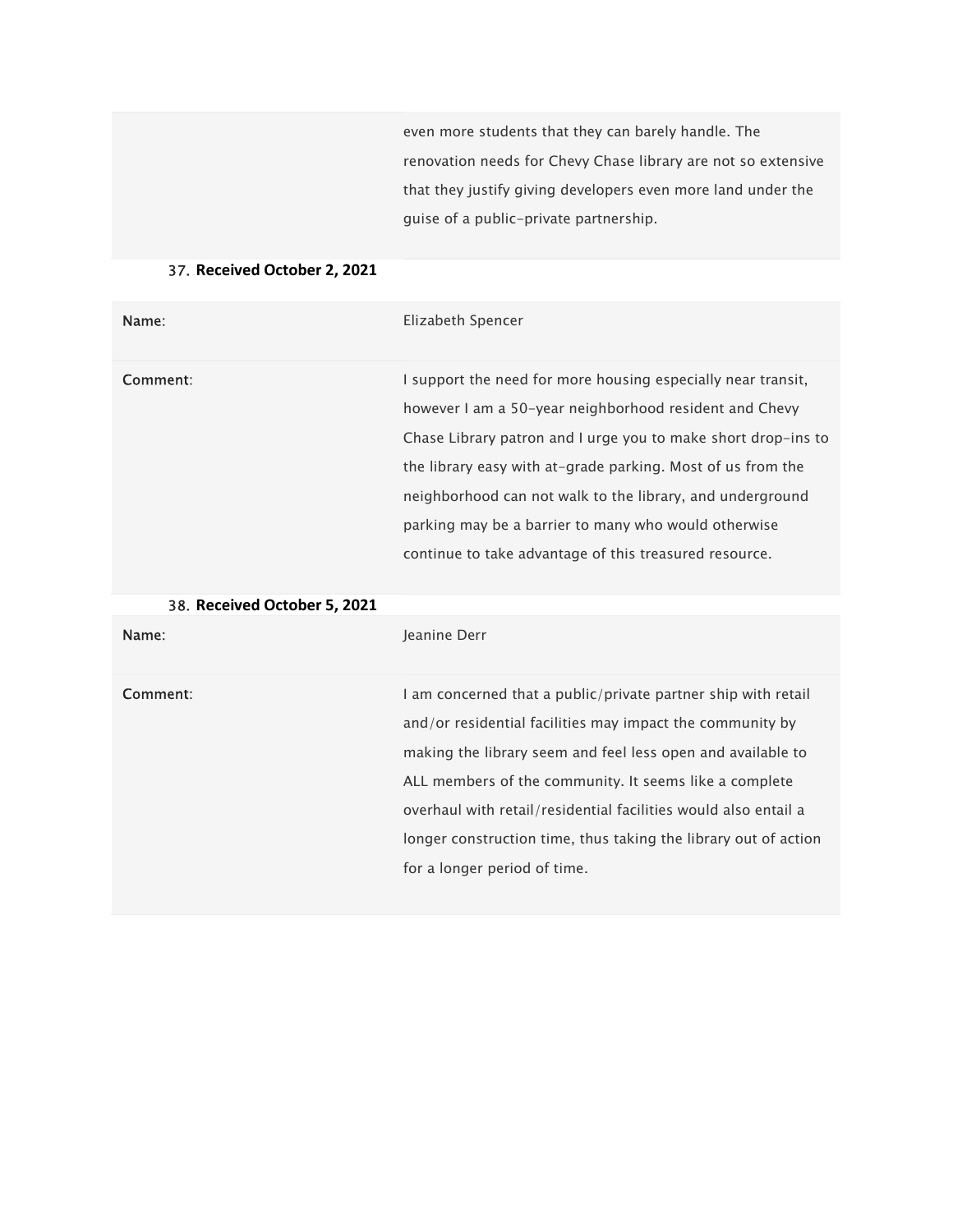| | |
|---|---|
| | even more students that they can barely handle. The renovation needs for Chevy Chase library are not so extensive that they justify giving developers even more land under the guise of a public-private partnership. |

37. **Received October 2, 2021**

| | |
|---|---|
| **Name**: | Elizabeth Spencer |
| **Comment**: | I support the need for more housing especially near transit, however I am a 50-year neighborhood resident and Chevy Chase Library patron and I urge you to make short drop-ins to the library easy with at-grade parking. Most of us from the neighborhood can not walk to the library, and underground parking may be a barrier to many who would otherwise continue to take advantage of this treasured resource. |

38. **Received October 5, 2021**

| | |
|---|---|
| **Name**: | Jeanine Derr |
| **Comment**: | I am concerned that a public/private partner ship with retail and/or residential facilities may impact the community by making the library seem and feel less open and available to ALL members of the community. It seems like a complete overhaul with retail/residential facilities would also entail a longer construction time, thus taking the library out of action for a longer period of time. |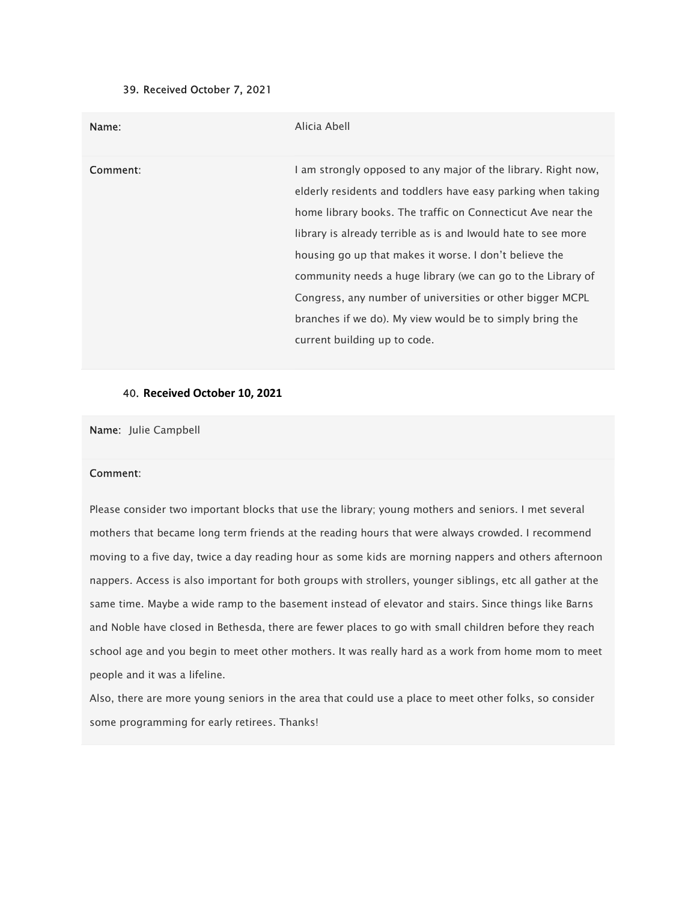39. Received October 7, 2021

| | |
|---|---|
| **Name**: | Alicia Abell |
| **Comment**: | I am strongly opposed to any major of the library. Right now, elderly residents and toddlers have easy parking when taking home library books. The traffic on Connecticut Ave near the library is already terrible as is and Iwould hate to see more housing go up that makes it worse. I don't believe the community needs a huge library (we can go to the Library of Congress, any number of universities or other bigger MCPL branches if we do). My view would be to simply bring the current building up to code. |

40. **Received October 10, 2021**

**Name**: Julie Campbell

**Comment**:

Please consider two important blocks that use the library; young mothers and seniors. I met several mothers that became long term friends at the reading hours that were always crowded. I recommend moving to a five day, twice a day reading hour as some kids are morning nappers and others afternoon nappers. Access is also important for both groups with strollers, younger siblings, etc all gather at the same time. Maybe a wide ramp to the basement instead of elevator and stairs. Since things like Barns and Noble have closed in Bethesda, there are fewer places to go with small children before they reach school age and you begin to meet other mothers. It was really hard as a work from home mom to meet people and it was a lifeline.

Also, there are more young seniors in the area that could use a place to meet other folks, so consider some programming for early retirees. Thanks!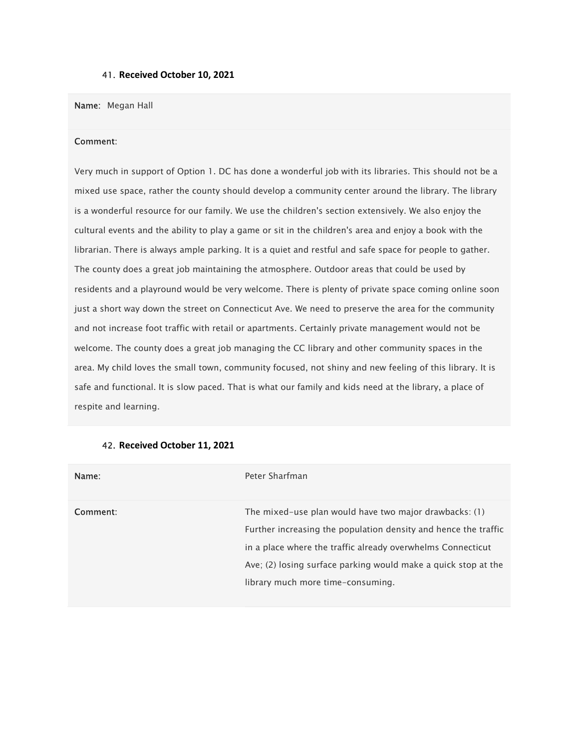41. **Received October 10, 2021**

**Name:** Megan Hall

**Comment:**

Very much in support of Option 1. DC has done a wonderful job with its libraries. This should not be a mixed use space, rather the county should develop a community center around the library. The library is a wonderful resource for our family. We use the children's section extensively. We also enjoy the cultural events and the ability to play a game or sit in the children's area and enjoy a book with the librarian. There is always ample parking. It is a quiet and restful and safe space for people to gather. The county does a great job maintaining the atmosphere. Outdoor areas that could be used by residents and a playround would be very welcome. There is plenty of private space coming online soon just a short way down the street on Connecticut Ave. We need to preserve the area for the community and not increase foot traffic with retail or apartments. Certainly private management would not be welcome. The county does a great job managing the CC library and other community spaces in the area. My child loves the small town, community focused, not shiny and new feeling of this library. It is safe and functional. It is slow paced. That is what our family and kids need at the library, a place of respite and learning.

42. **Received October 11, 2021**

| | |
|---|---|
| **Name:** | Peter Sharfman |
| **Comment:** | The mixed-use plan would have two major drawbacks: (1) Further increasing the population density and hence the traffic in a place where the traffic already overwhelms Connecticut Ave; (2) losing surface parking would make a quick stop at the library much more time-consuming. |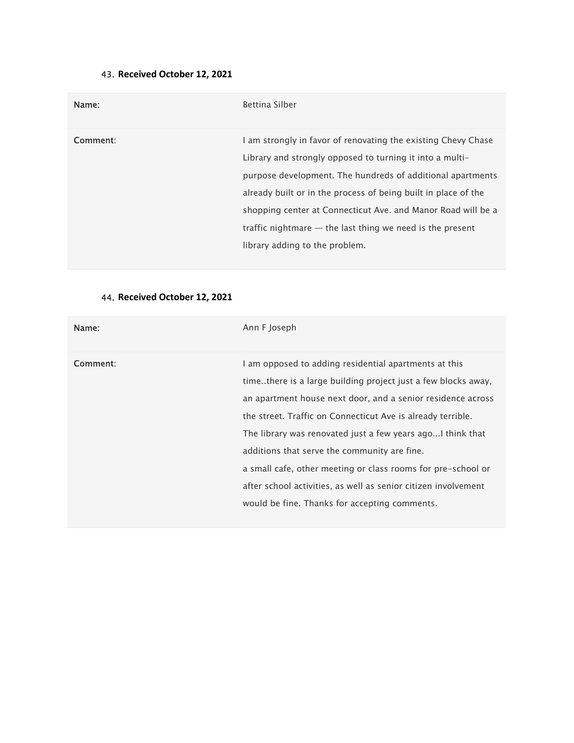43. **Received October 12, 2021**

| Name: | Bettina Silber |
|---|---|
| Comment: | I am strongly in favor of renovating the existing Chevy Chase Library and strongly opposed to turning it into a multi-purpose development. The hundreds of additional apartments already built or in the process of being built in place of the shopping center at Connecticut Ave. and Manor Road will be a traffic nightmare — the last thing we need is the present library adding to the problem. |

44. **Received October 12, 2021**

| Name: | Ann F Joseph |
|---|---|
| Comment: | I am opposed to adding residential apartments at this time..there is a large building project just a few blocks away, an apartment house next door, and a senior residence across the street. Traffic on Connecticut Ave is already terrible. The library was renovated just a few years ago...I think that additions that serve the community are fine. a small cafe, other meeting or class rooms for pre-school or after school activities, as well as senior citizen involvement would be fine. Thanks for accepting comments. |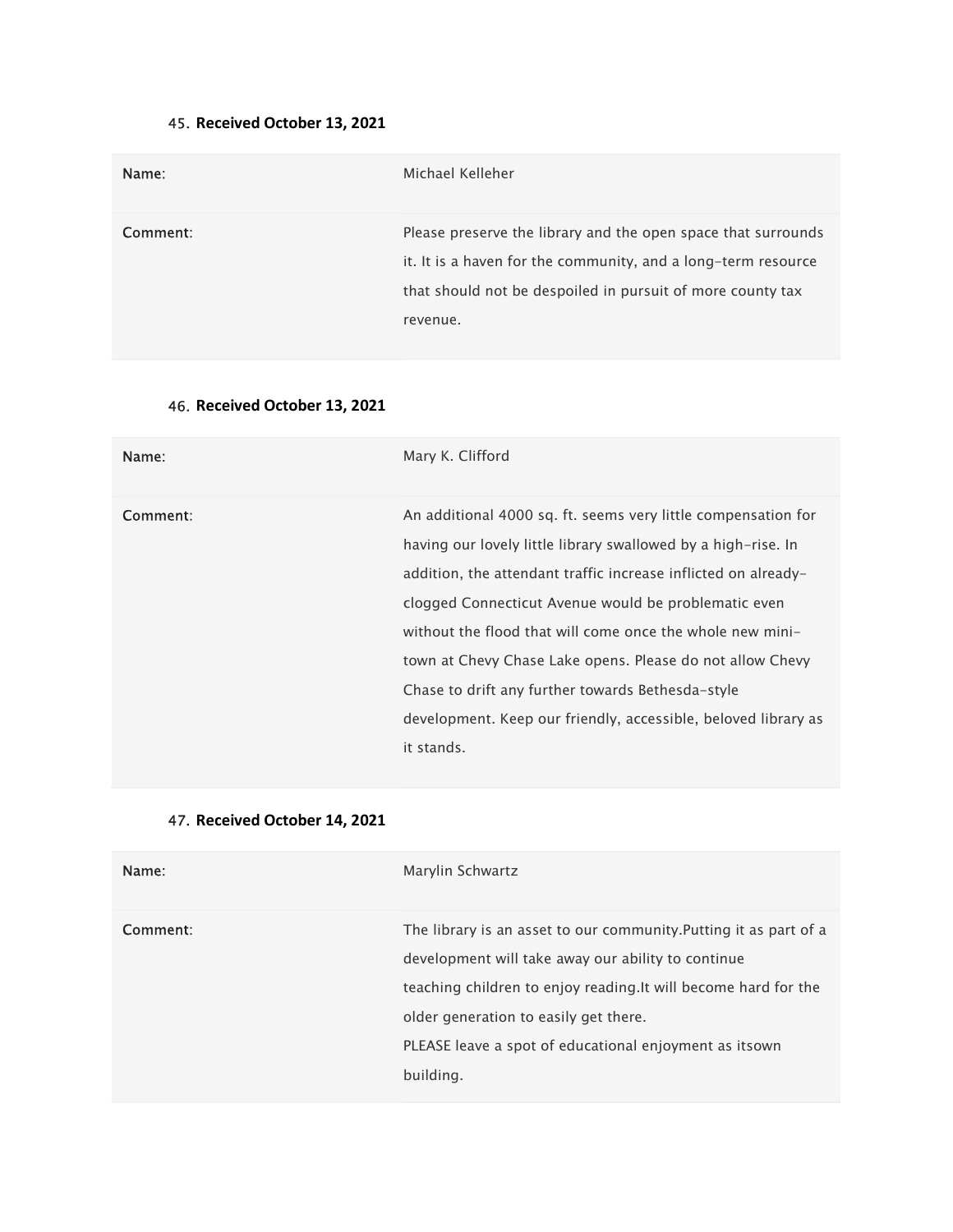45. **Received October 13, 2021**

| Name: | Michael Kelleher |
|---|---|
| Comment: | Please preserve the library and the open space that surrounds it. It is a haven for the community, and a long-term resource that should not be despoiled in pursuit of more county tax revenue. |

46. **Received October 13, 2021**

| Name: | Mary K. Clifford |
|---|---|
| Comment: | An additional 4000 sq. ft. seems very little compensation for having our lovely little library swallowed by a high-rise. In addition, the attendant traffic increase inflicted on already-clogged Connecticut Avenue would be problematic even without the flood that will come once the whole new mini-town at Chevy Chase Lake opens. Please do not allow Chevy Chase to drift any further towards Bethesda-style development. Keep our friendly, accessible, beloved library as it stands. |

47. **Received October 14, 2021**

| Name: | Marylin Schwartz |
|---|---|
| Comment: | The library is an asset to our community.Putting it as part of a development will take away our ability to continue teaching children to enjoy reading.It will become hard for the older generation to easily get there. PLEASE leave a spot of educational enjoyment as itsown building. |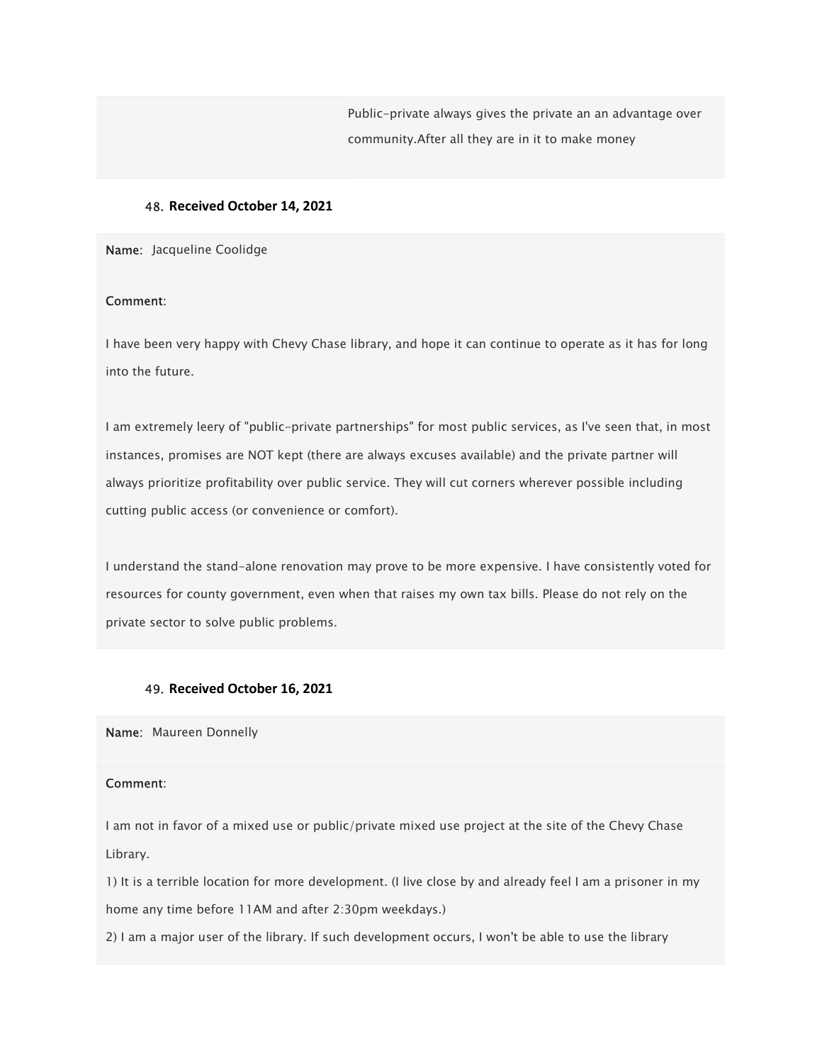Public-private always gives the private an an advantage over community.After all they are in it to make money

## 48. Received October 14, 2021

**Name**: Jacqueline Coolidge

**Comment**:

I have been very happy with Chevy Chase library, and hope it can continue to operate as it has for long into the future.

I am extremely leery of "public-private partnerships" for most public services, as I've seen that, in most instances, promises are NOT kept (there are always excuses available) and the private partner will always prioritize profitability over public service. They will cut corners wherever possible including cutting public access (or convenience or comfort).

I understand the stand-alone renovation may prove to be more expensive. I have consistently voted for resources for county government, even when that raises my own tax bills. Please do not rely on the private sector to solve public problems.

## 49. Received October 16, 2021

**Name**: Maureen Donnelly

**Comment**:

I am not in favor of a mixed use or public/private mixed use project at the site of the Chevy Chase Library.

1) It is a terrible location for more development. (I live close by and already feel I am a prisoner in my home any time before 11AM and after 2:30pm weekdays.)

2) I am a major user of the library. If such development occurs, I won't be able to use the library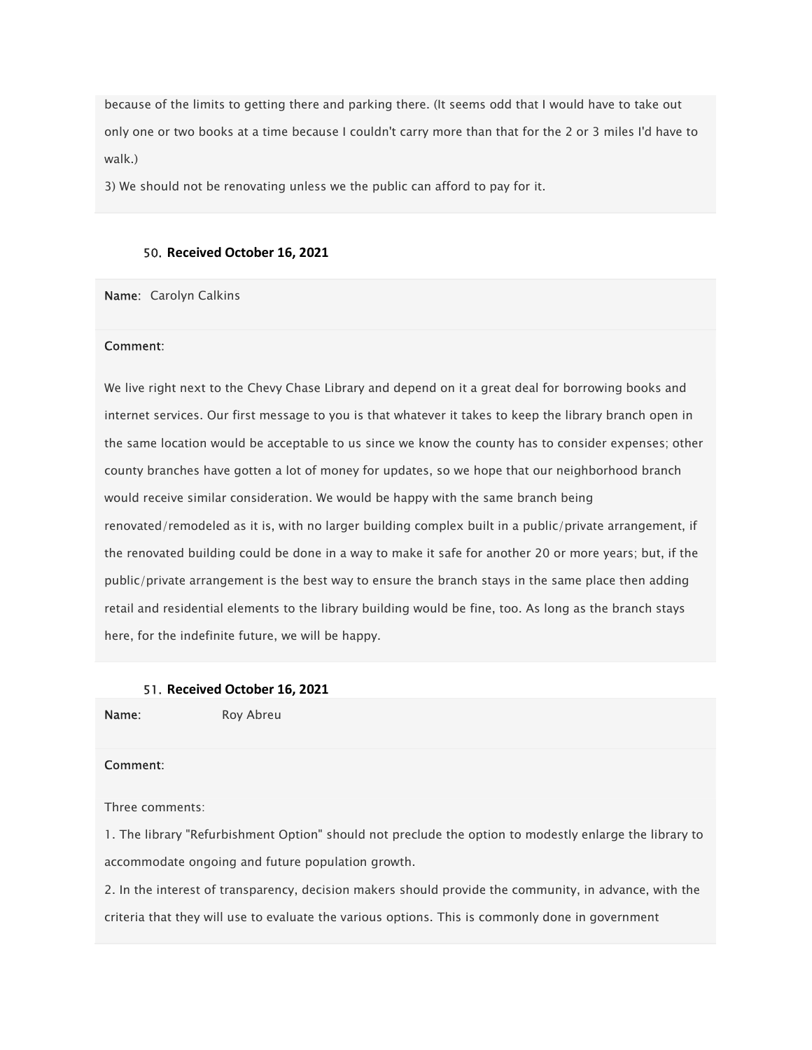because of the limits to getting there and parking there. (It seems odd that I would have to take out only one or two books at a time because I couldn't carry more than that for the 2 or 3 miles I'd have to walk.)

3) We should not be renovating unless we the public can afford to pay for it.

50. **Received October 16, 2021**

**Name**: Carolyn Calkins

**Comment**:

We live right next to the Chevy Chase Library and depend on it a great deal for borrowing books and internet services. Our first message to you is that whatever it takes to keep the library branch open in the same location would be acceptable to us since we know the county has to consider expenses; other county branches have gotten a lot of money for updates, so we hope that our neighborhood branch would receive similar consideration. We would be happy with the same branch being renovated/remodeled as it is, with no larger building complex built in a public/private arrangement, if the renovated building could be done in a way to make it safe for another 20 or more years; but, if the public/private arrangement is the best way to ensure the branch stays in the same place then adding retail and residential elements to the library building would be fine, too. As long as the branch stays here, for the indefinite future, we will be happy.

51. **Received October 16, 2021**

**Name**: Roy Abreu

**Comment**:

Three comments:

1. The library "Refurbishment Option" should not preclude the option to modestly enlarge the library to accommodate ongoing and future population growth.
2. In the interest of transparency, decision makers should provide the community, in advance, with the criteria that they will use to evaluate the various options. This is commonly done in government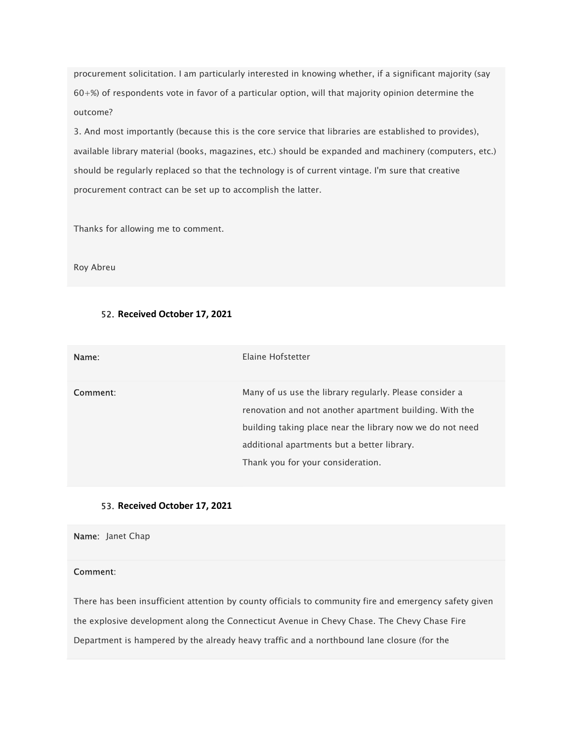procurement solicitation. I am particularly interested in knowing whether, if a significant majority (say 60+%) of respondents vote in favor of a particular option, will that majority opinion determine the outcome?

3. And most importantly (because this is the core service that libraries are established to provides), available library material (books, magazines, etc.) should be expanded and machinery (computers, etc.) should be regularly replaced so that the technology is of current vintage. I'm sure that creative procurement contract can be set up to accomplish the latter.

Thanks for allowing me to comment.

Roy Abreu

52. **Received October 17, 2021**

| | |
|---|---|
| **Name**: | Elaine Hofstetter |
| **Comment**: | Many of us use the library regularly. Please consider a renovation and not another apartment building. With the building taking place near the library now we do not need additional apartments but a better library.<br>Thank you for your consideration. |

53. **Received October 17, 2021**

**Name**: Janet Chap

**Comment**:

There has been insufficient attention by county officials to community fire and emergency safety given the explosive development along the Connecticut Avenue in Chevy Chase. The Chevy Chase Fire Department is hampered by the already heavy traffic and a northbound lane closure (for the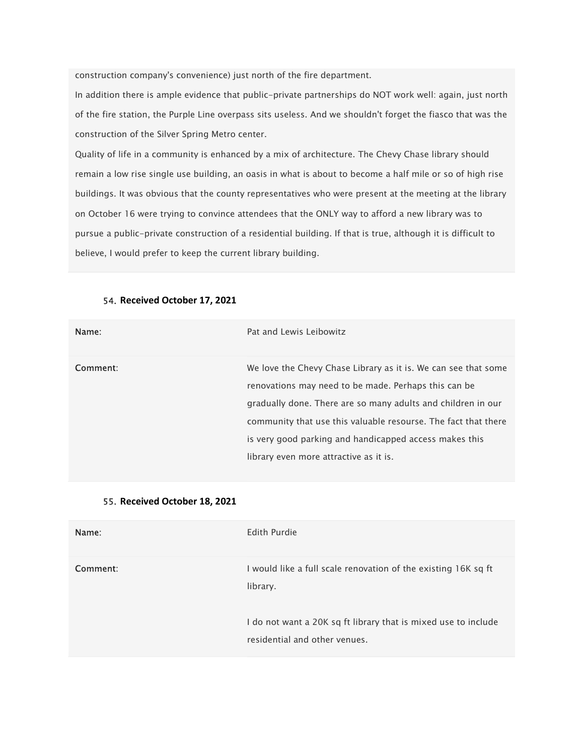construction company's convenience) just north of the fire department.

In addition there is ample evidence that public-private partnerships do NOT work well: again, just north of the fire station, the Purple Line overpass sits useless. And we shouldn't forget the fiasco that was the construction of the Silver Spring Metro center.

Quality of life in a community is enhanced by a mix of architecture. The Chevy Chase library should remain a low rise single use building, an oasis in what is about to become a half mile or so of high rise buildings. It was obvious that the county representatives who were present at the meeting at the library on October 16 were trying to convince attendees that the ONLY way to afford a new library was to pursue a public-private construction of a residential building. If that is true, although it is difficult to believe, I would prefer to keep the current library building.

54. **Received October 17, 2021**

| | |
|---|---|
| Name: | Pat and Lewis Leibowitz |
| Comment: | We love the Chevy Chase Library as it is. We can see that some renovations may need to be made. Perhaps this can be gradually done. There are so many adults and children in our community that use this valuable resourse. The fact that there is very good parking and handicapped access makes this library even more attractive as it is. |

55. **Received October 18, 2021**

| | |
|---|---|
| Name: | Edith Purdie |
| Comment: | I would like a full scale renovation of the existing 16K sq ft library.<br><br>I do not want a 20K sq ft library that is mixed use to include residential and other venues. |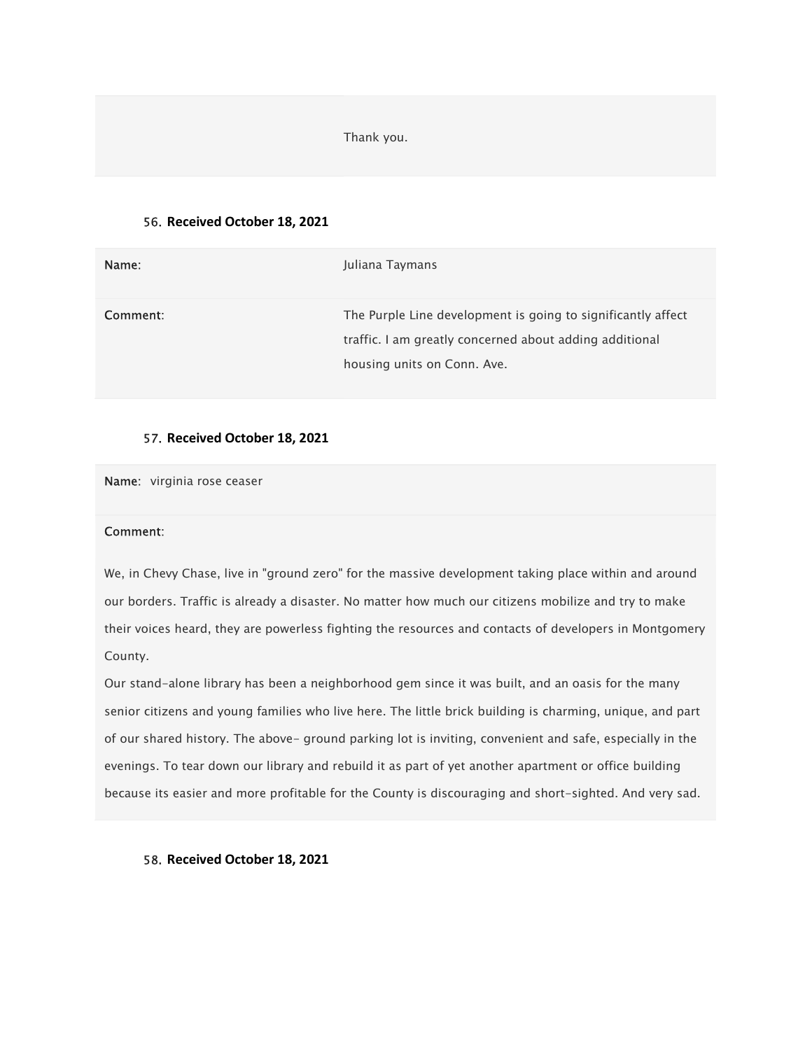| | |
|---|---|
| | Thank you. |

56. **Received October 18, 2021**

| | |
|---|---|
| **Name**: | Juliana Taymans |
| **Comment**: | The Purple Line development is going to significantly affect traffic. I am greatly concerned about adding additional housing units on Conn. Ave. |

57. **Received October 18, 2021**

**Name**: virginia rose ceaser

**Comment**:

We, in Chevy Chase, live in "ground zero" for the massive development taking place within and around our borders. Traffic is already a disaster. No matter how much our citizens mobilize and try to make their voices heard, they are powerless fighting the resources and contacts of developers in Montgomery County.

Our stand-alone library has been a neighborhood gem since it was built, and an oasis for the many senior citizens and young families who live here. The little brick building is charming, unique, and part of our shared history. The above- ground parking lot is inviting, convenient and safe, especially in the evenings. To tear down our library and rebuild it as part of yet another apartment or office building because its easier and more profitable for the County is discouraging and short-sighted. And very sad.

58. **Received October 18, 2021**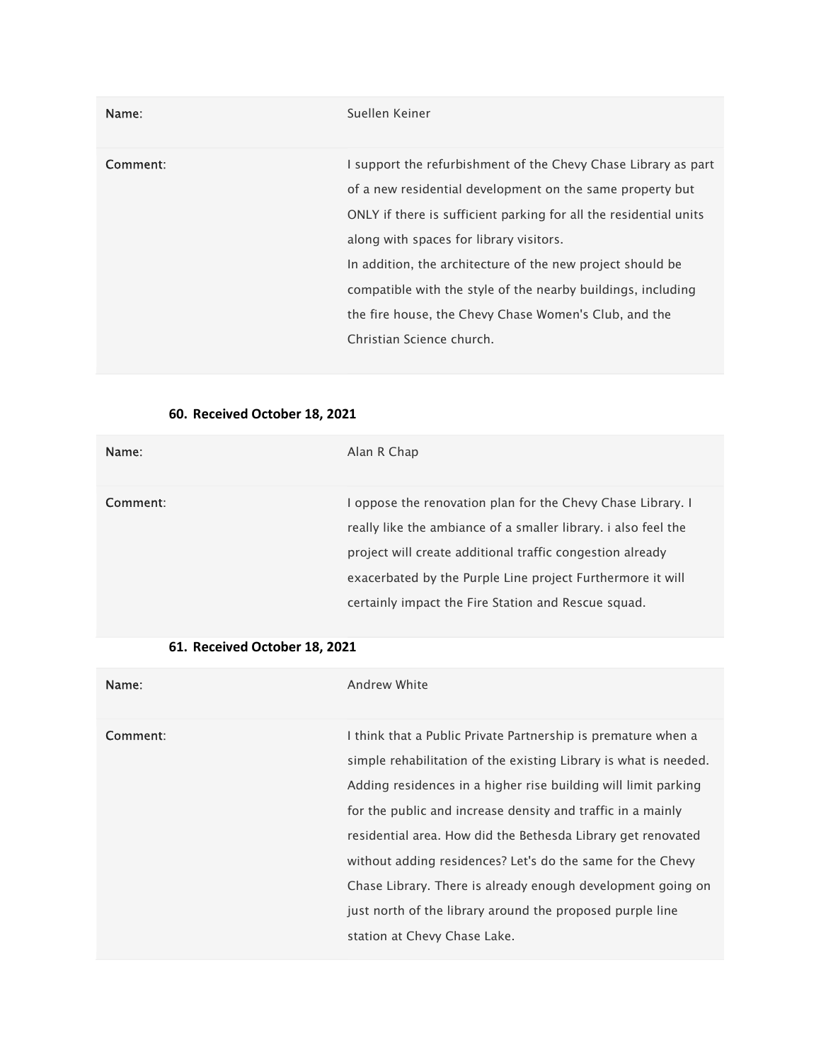| | |
|---|---|
| **Name**: | Suellen Keiner |
| **Comment**: | I support the refurbishment of the Chevy Chase Library as part of a new residential development on the same property but ONLY if there is sufficient parking for all the residential units along with spaces for library visitors.<br>In addition, the architecture of the new project should be compatible with the style of the nearby buildings, including the fire house, the Chevy Chase Women's Club, and the Christian Science church. |

**60. Received October 18, 2021**

| | |
|---|---|
| **Name**: | Alan R Chap |
| **Comment**: | I oppose the renovation plan for the Chevy Chase Library. I really like the ambiance of a smaller library. i also feel the project will create additional traffic congestion already exacerbated by the Purple Line project Furthermore it will certainly impact the Fire Station and Rescue squad. |

**61. Received October 18, 2021**

| | |
|---|---|
| **Name**: | Andrew White |
| **Comment**: | I think that a Public Private Partnership is premature when a simple rehabilitation of the existing Library is what is needed. Adding residences in a higher rise building will limit parking for the public and increase density and traffic in a mainly residential area. How did the Bethesda Library get renovated without adding residences? Let's do the same for the Chevy Chase Library. There is already enough development going on just north of the library around the proposed purple line station at Chevy Chase Lake. |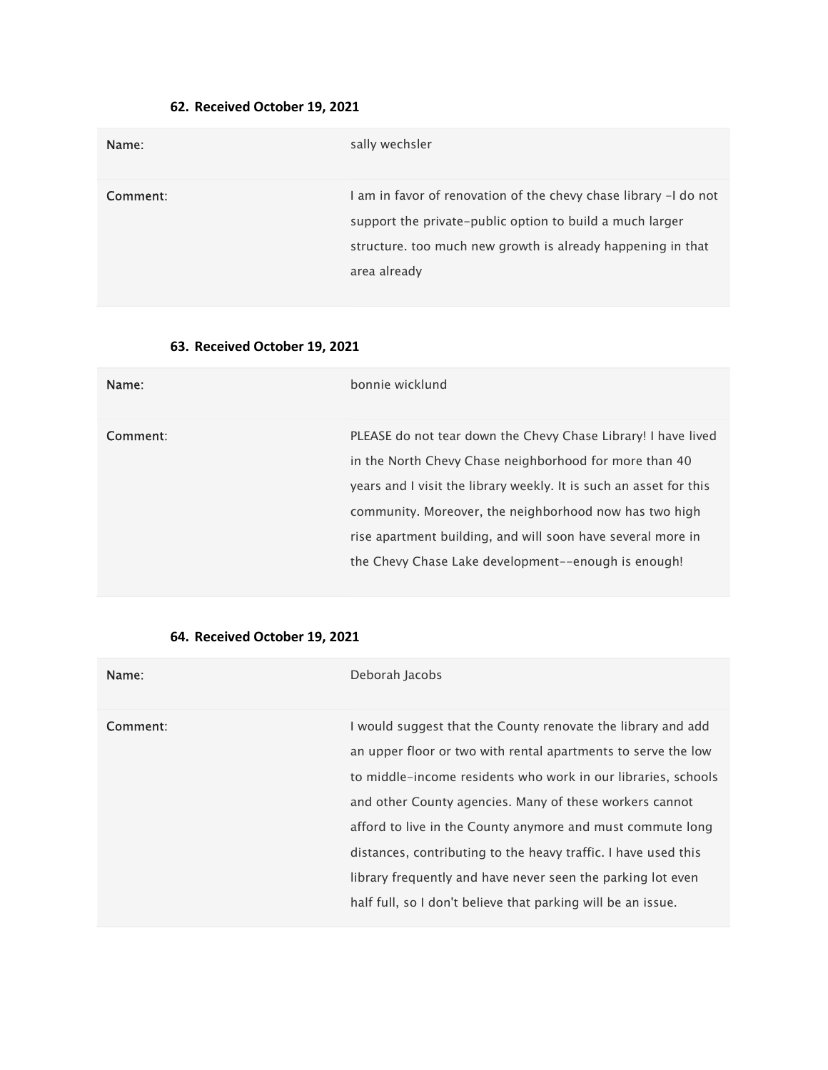**62. Received October 19, 2021**

| | |
|---|---|
| Name: | sally wechsler |
| Comment: | I am in favor of renovation of the chevy chase library -I do not support the private-public option to build a much larger structure. too much new growth is already happening in that area already |

**63. Received October 19, 2021**

| | |
|---|---|
| Name: | bonnie wicklund |
| Comment: | PLEASE do not tear down the Chevy Chase Library! I have lived in the North Chevy Chase neighborhood for more than 40 years and I visit the library weekly. It is such an asset for this community. Moreover, the neighborhood now has two high rise apartment building, and will soon have several more in the Chevy Chase Lake development--enough is enough! |

**64. Received October 19, 2021**

| | |
|---|---|
| Name: | Deborah Jacobs |
| Comment: | I would suggest that the County renovate the library and add an upper floor or two with rental apartments to serve the low to middle-income residents who work in our libraries, schools and other County agencies. Many of these workers cannot afford to live in the County anymore and must commute long distances, contributing to the heavy traffic. I have used this library frequently and have never seen the parking lot even half full, so I don't believe that parking will be an issue. |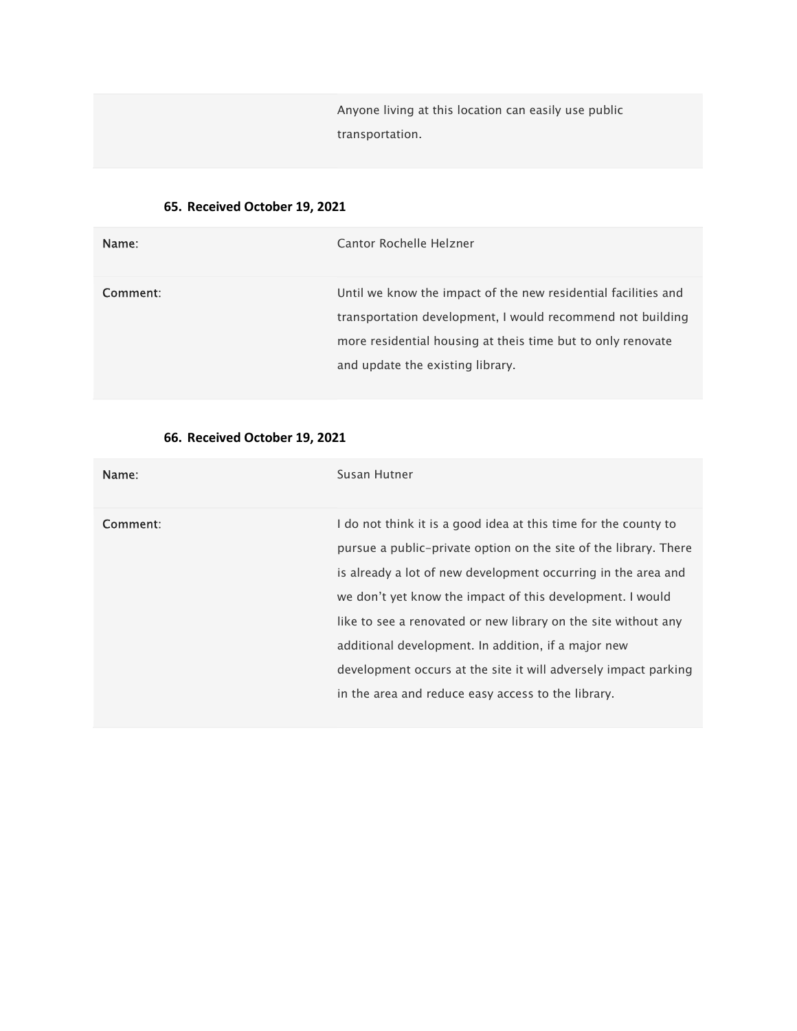| | |
|---|---|
| | Anyone living at this location can easily use public transportation. |

**65. Received October 19, 2021**

| | |
|---|---|
| **Name**: | Cantor Rochelle Helzner |
| **Comment**: | Until we know the impact of the new residential facilities and transportation development, I would recommend not building more residential housing at theis time but to only renovate and update the existing library. |

**66. Received October 19, 2021**

| | |
|---|---|
| **Name**: | Susan Hutner |
| **Comment**: | I do not think it is a good idea at this time for the county to pursue a public-private option on the site of the library. There is already a lot of new development occurring in the area and we don't yet know the impact of this development. I would like to see a renovated or new library on the site without any additional development. In addition, if a major new development occurs at the site it will adversely impact parking in the area and reduce easy access to the library. |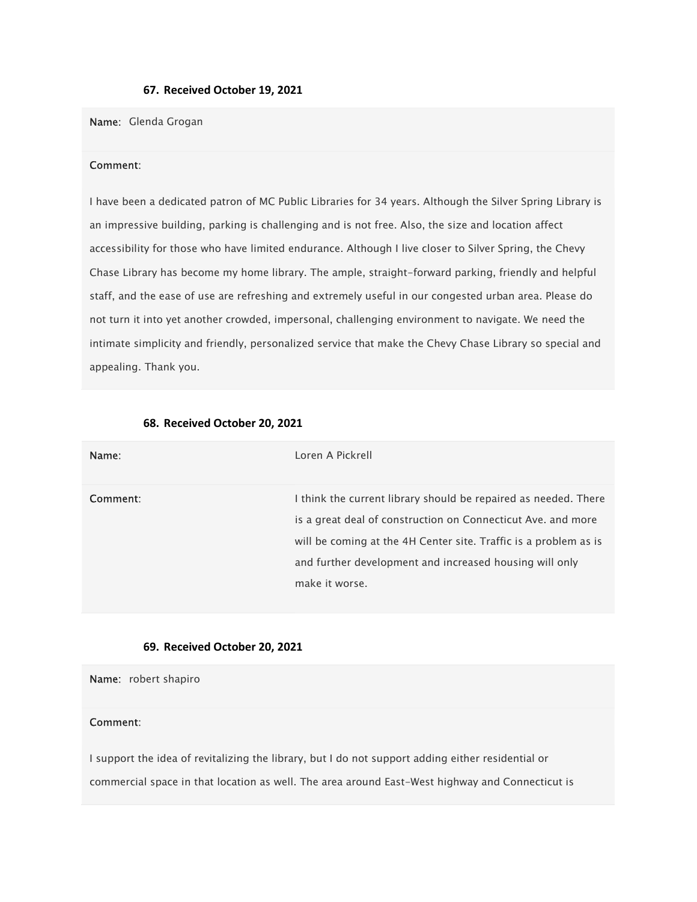#### 67. Received October 19, 2021

**Name**: Glenda Grogan

**Comment**:

I have been a dedicated patron of MC Public Libraries for 34 years. Although the Silver Spring Library is an impressive building, parking is challenging and is not free. Also, the size and location affect accessibility for those who have limited endurance. Although I live closer to Silver Spring, the Chevy Chase Library has become my home library. The ample, straight-forward parking, friendly and helpful staff, and the ease of use are refreshing and extremely useful in our congested urban area. Please do not turn it into yet another crowded, impersonal, challenging environment to navigate. We need the intimate simplicity and friendly, personalized service that make the Chevy Chase Library so special and appealing. Thank you.

#### 68. Received October 20, 2021

| **Name**: | Loren A Pickrell |
|---|---|
| **Comment**: | I think the current library should be repaired as needed. There is a great deal of construction on Connecticut Ave. and more will be coming at the 4H Center site. Traffic is a problem as is and further development and increased housing will only make it worse. |

#### 69. Received October 20, 2021

**Name**: robert shapiro

**Comment**:

I support the idea of revitalizing the library, but I do not support adding either residential or commercial space in that location as well. The area around East-West highway and Connecticut is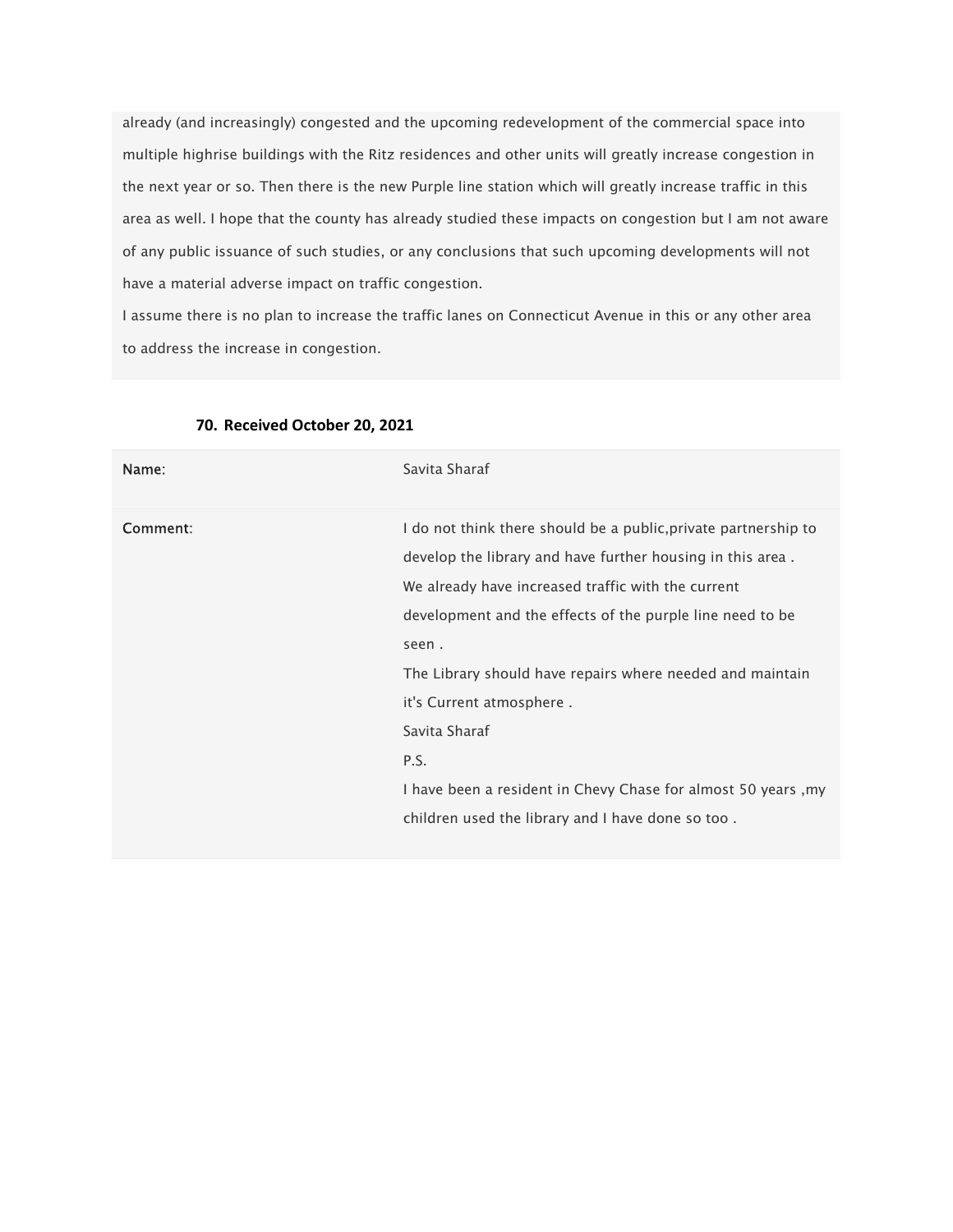already (and increasingly) congested and the upcoming redevelopment of the commercial space into multiple highrise buildings with the Ritz residences and other units will greatly increase congestion in the next year or so. Then there is the new Purple line station which will greatly increase traffic in this area as well. I hope that the county has already studied these impacts on congestion but I am not aware of any public issuance of such studies, or any conclusions that such upcoming developments will not have a material adverse impact on traffic congestion.

I assume there is no plan to increase the traffic lanes on Connecticut Avenue in this or any other area to address the increase in congestion.

**70. Received October 20, 2021**

| Name: | Savita Sharaf |
|---|---|
| Comment: | I do not think there should be a public,private partnership to develop the library and have further housing in this area .<br>We already have increased traffic with the current development and the effects of the purple line need to be seen .<br>The Library should have repairs where needed and maintain it's Current atmosphere .<br>Savita Sharaf<br>P.S.<br>I have been a resident in Chevy Chase for almost 50 years ,my children used the library and I have done so too . |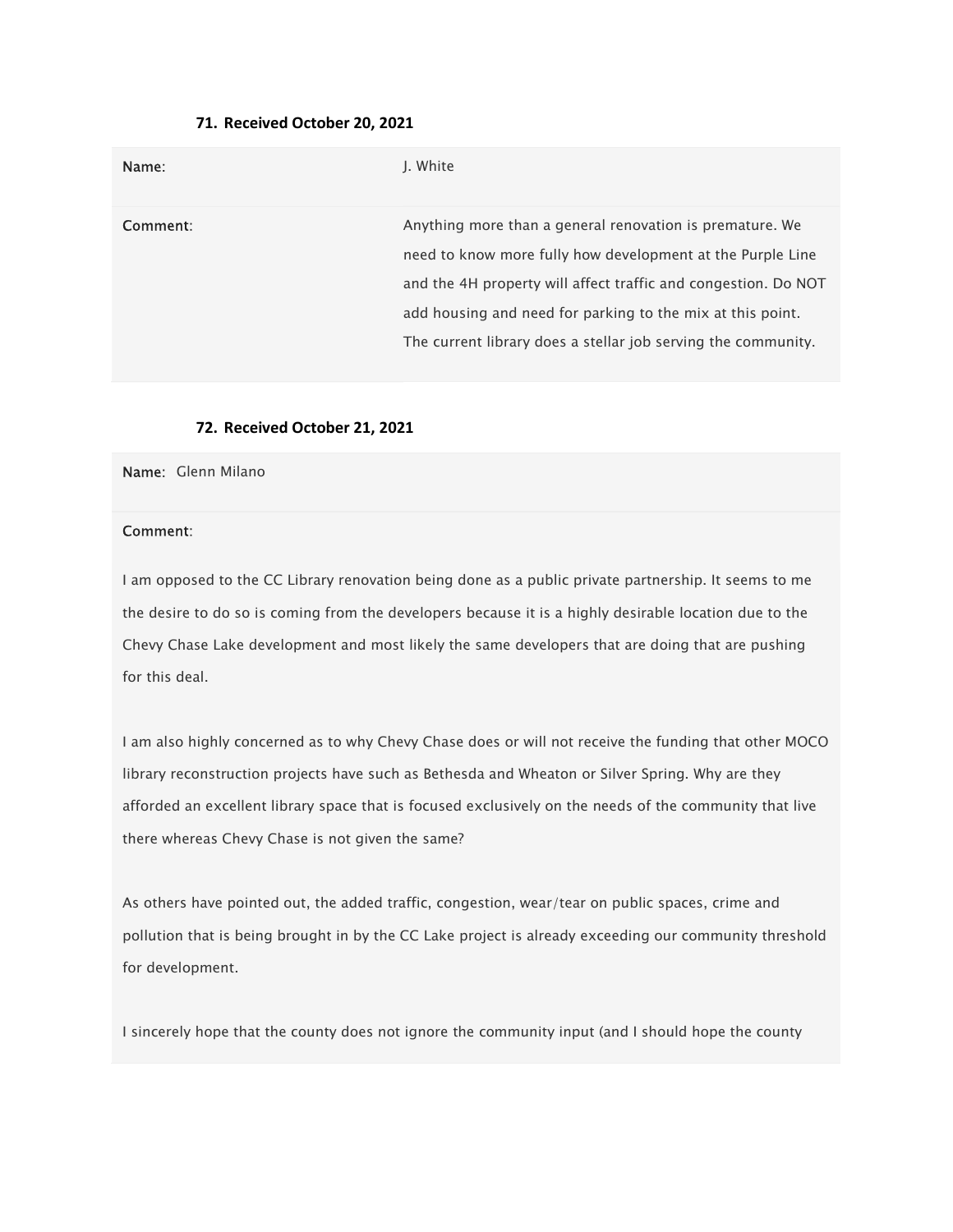#### 71. Received October 20, 2021

| | |
|---|---|
| **Name**: | J. White |
| **Comment**: | Anything more than a general renovation is premature. We need to know more fully how development at the Purple Line and the 4H property will affect traffic and congestion. Do NOT add housing and need for parking to the mix at this point. The current library does a stellar job serving the community. |

#### 72. Received October 21, 2021

**Name**: Glenn Milano

**Comment**:

I am opposed to the CC Library renovation being done as a public private partnership. It seems to me the desire to do so is coming from the developers because it is a highly desirable location due to the Chevy Chase Lake development and most likely the same developers that are doing that are pushing for this deal.

I am also highly concerned as to why Chevy Chase does or will not receive the funding that other MOCO library reconstruction projects have such as Bethesda and Wheaton or Silver Spring. Why are they afforded an excellent library space that is focused exclusively on the needs of the community that live there whereas Chevy Chase is not given the same?

As others have pointed out, the added traffic, congestion, wear/tear on public spaces, crime and pollution that is being brought in by the CC Lake project is already exceeding our community threshold for development.

I sincerely hope that the county does not ignore the community input (and I should hope the county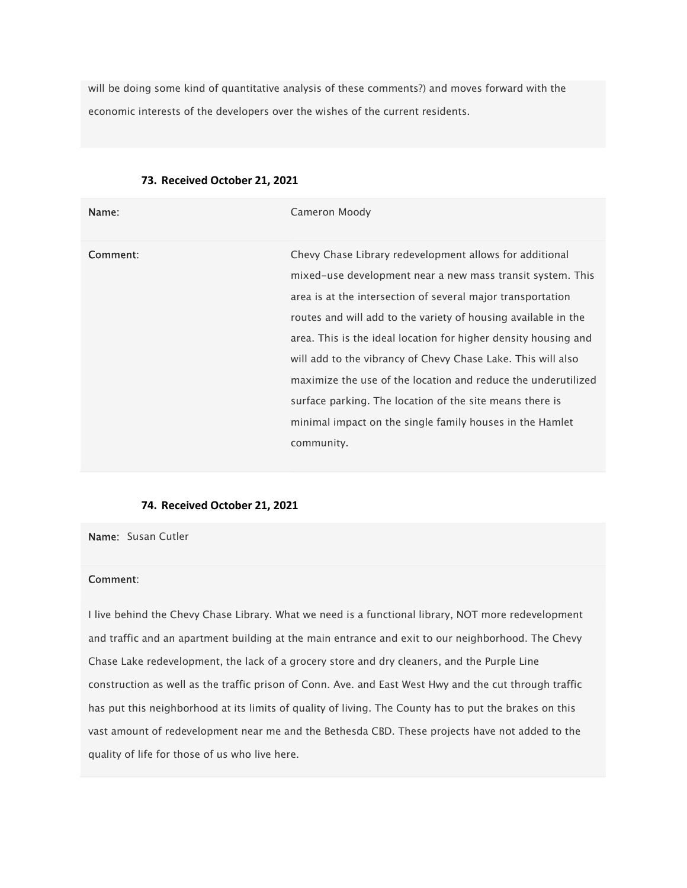will be doing some kind of quantitative analysis of these comments?) and moves forward with the economic interests of the developers over the wishes of the current residents.

### 73. Received October 21, 2021

| **Name**: | Cameron Moody |
|---|---|
| **Comment**: | Chevy Chase Library redevelopment allows for additional mixed-use development near a new mass transit system. This area is at the intersection of several major transportation routes and will add to the variety of housing available in the area. This is the ideal location for higher density housing and will add to the vibrancy of Chevy Chase Lake. This will also maximize the use of the location and reduce the underutilized surface parking. The location of the site means there is minimal impact on the single family houses in the Hamlet community. |

### 74. Received October 21, 2021

**Name**: Susan Cutler

**Comment**:

I live behind the Chevy Chase Library. What we need is a functional library, NOT more redevelopment and traffic and an apartment building at the main entrance and exit to our neighborhood. The Chevy Chase Lake redevelopment, the lack of a grocery store and dry cleaners, and the Purple Line construction as well as the traffic prison of Conn. Ave. and East West Hwy and the cut through traffic has put this neighborhood at its limits of quality of living. The County has to put the brakes on this vast amount of redevelopment near me and the Bethesda CBD. These projects have not added to the quality of life for those of us who live here.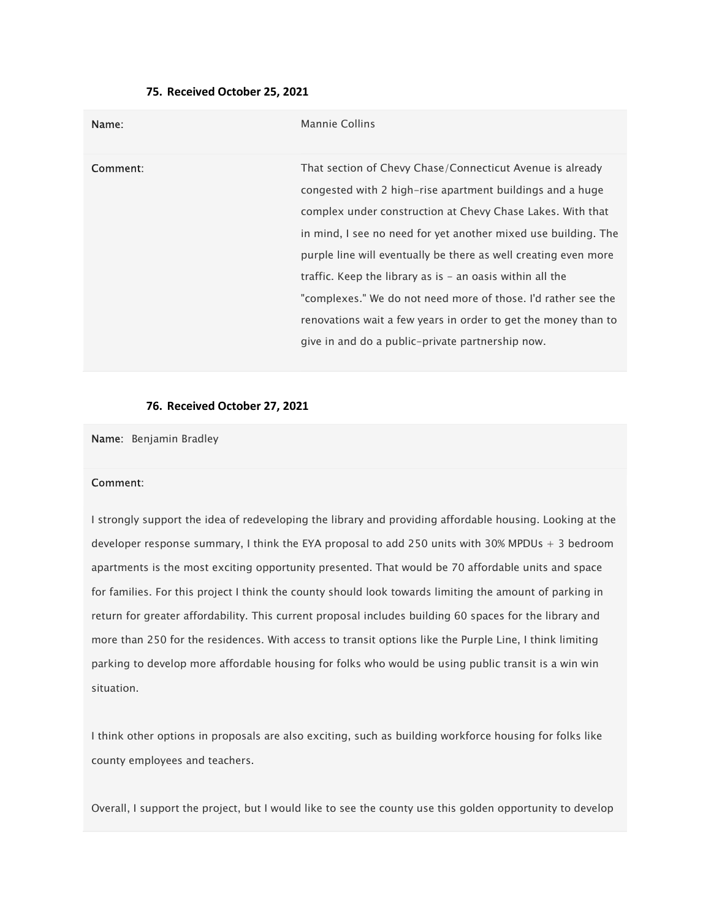#### 75. Received October 25, 2021

| | |
|---|---|
| **Name**: | Mannie Collins |
| **Comment**: | That section of Chevy Chase/Connecticut Avenue is already congested with 2 high-rise apartment buildings and a huge complex under construction at Chevy Chase Lakes. With that in mind, I see no need for yet another mixed use building. The purple line will eventually be there as well creating even more traffic. Keep the library as is - an oasis within all the "complexes." We do not need more of those. I'd rather see the renovations wait a few years in order to get the money than to give in and do a public-private partnership now. |

#### 76. Received October 27, 2021

**Name**: Benjamin Bradley

**Comment**:

I strongly support the idea of redeveloping the library and providing affordable housing. Looking at the developer response summary, I think the EYA proposal to add 250 units with 30% MPDUs + 3 bedroom apartments is the most exciting opportunity presented. That would be 70 affordable units and space for families. For this project I think the county should look towards limiting the amount of parking in return for greater affordability. This current proposal includes building 60 spaces for the library and more than 250 for the residences. With access to transit options like the Purple Line, I think limiting parking to develop more affordable housing for folks who would be using public transit is a win win situation.

I think other options in proposals are also exciting, such as building workforce housing for folks like county employees and teachers.

Overall, I support the project, but I would like to see the county use this golden opportunity to develop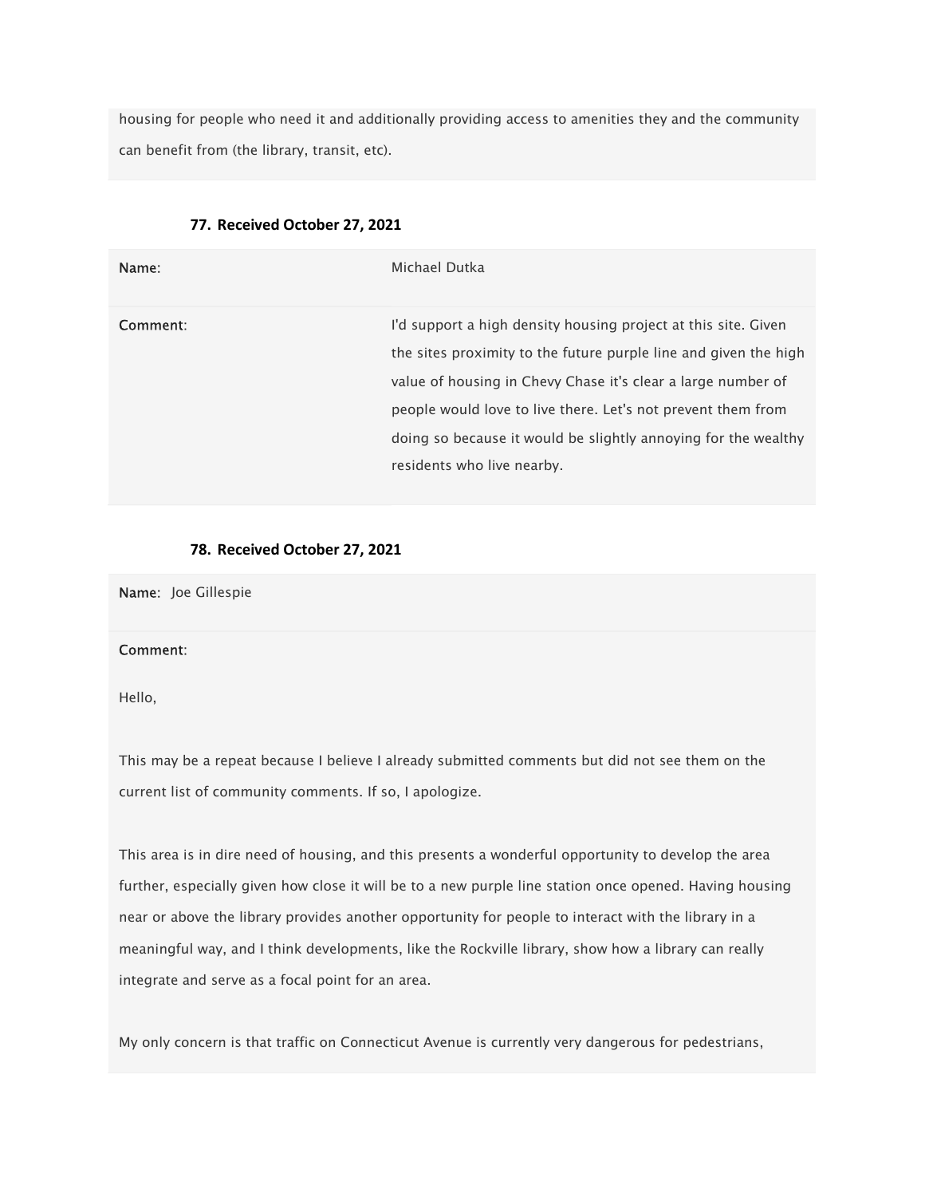housing for people who need it and additionally providing access to amenities they and the community can benefit from (the library, transit, etc).

### 77. Received October 27, 2021

| | |
|---|---|
| **Name**: | Michael Dutka |
| **Comment**: | I'd support a high density housing project at this site. Given the sites proximity to the future purple line and given the high value of housing in Chevy Chase it's clear a large number of people would love to live there. Let's not prevent them from doing so because it would be slightly annoying for the wealthy residents who live nearby. |

### 78. Received October 27, 2021

**Name**: Joe Gillespie

**Comment**:

Hello,

This may be a repeat because I believe I already submitted comments but did not see them on the current list of community comments. If so, I apologize.

This area is in dire need of housing, and this presents a wonderful opportunity to develop the area further, especially given how close it will be to a new purple line station once opened. Having housing near or above the library provides another opportunity for people to interact with the library in a meaningful way, and I think developments, like the Rockville library, show how a library can really integrate and serve as a focal point for an area.

My only concern is that traffic on Connecticut Avenue is currently very dangerous for pedestrians,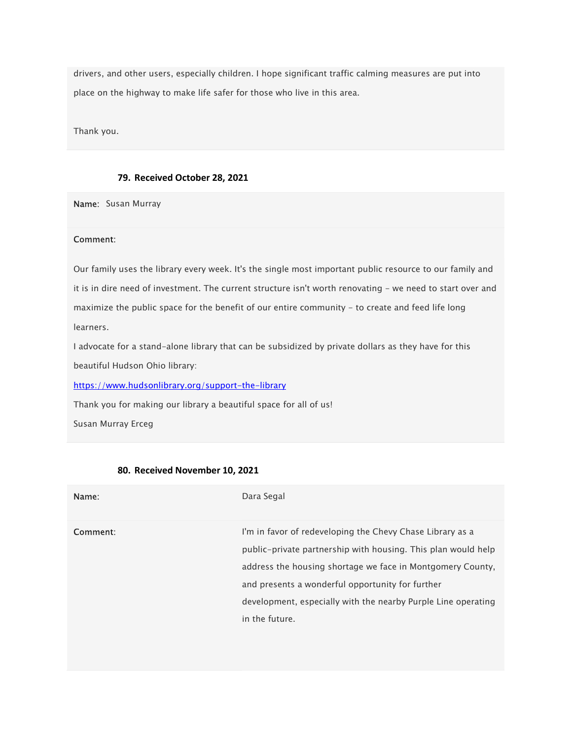drivers, and other users, especially children. I hope significant traffic calming measures are put into place on the highway to make life safer for those who live in this area.

Thank you.

### 79. Received October 28, 2021

**Name**: Susan Murray

**Comment**:

Our family uses the library every week. It's the single most important public resource to our family and it is in dire need of investment. The current structure isn't worth renovating - we need to start over and maximize the public space for the benefit of our entire community - to create and feed life long learners.

I advocate for a stand-alone library that can be subsidized by private dollars as they have for this beautiful Hudson Ohio library:

https://www.hudsonlibrary.org/support-the-library

Thank you for making our library a beautiful space for all of us!

Susan Murray Erceg

### 80. Received November 10, 2021

| **Name**: | Dara Segal |
|---|---|
| **Comment**: | I'm in favor of redeveloping the Chevy Chase Library as a public-private partnership with housing. This plan would help address the housing shortage we face in Montgomery County, and presents a wonderful opportunity for further development, especially with the nearby Purple Line operating in the future. |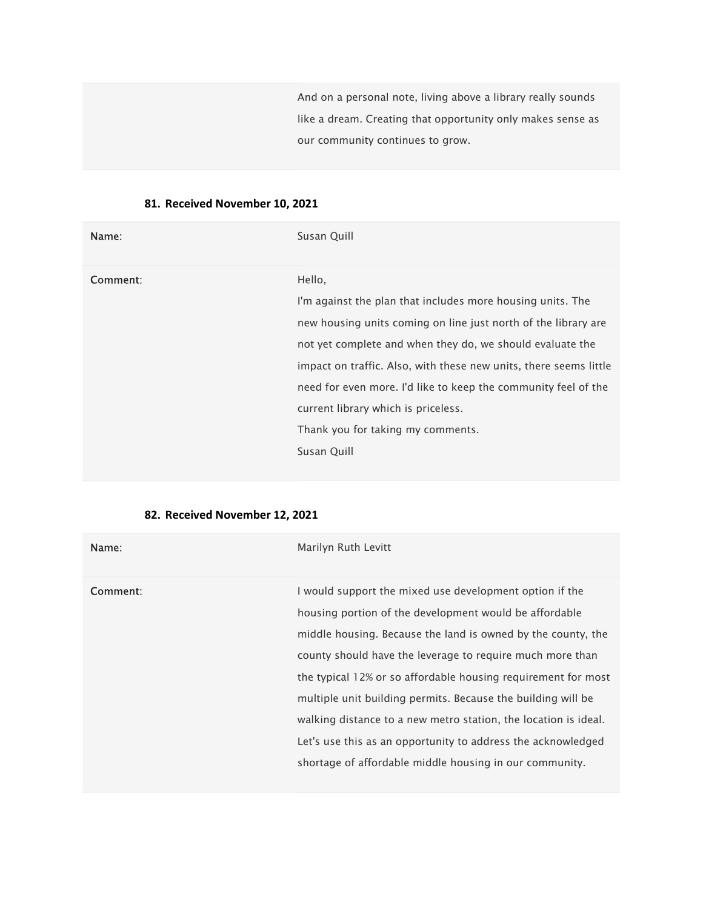| | |
|---|---|
| | And on a personal note, living above a library really sounds like a dream. Creating that opportunity only makes sense as our community continues to grow. |

### 81. Received November 10, 2021

| | |
|---|---|
| **Name**: | Susan Quill |
| **Comment**: | Hello,<br>I'm against the plan that includes more housing units. The new housing units coming on line just north of the library are not yet complete and when they do, we should evaluate the impact on traffic. Also, with these new units, there seems little need for even more. I'd like to keep the community feel of the current library which is priceless.<br>Thank you for taking my comments.<br>Susan Quill |

### 82. Received November 12, 2021

| | |
|---|---|
| **Name**: | Marilyn Ruth Levitt |
| **Comment**: | I would support the mixed use development option if the housing portion of the development would be affordable middle housing. Because the land is owned by the county, the county should have the leverage to require much more than the typical 12% or so affordable housing requirement for most multiple unit building permits. Because the building will be walking distance to a new metro station, the location is ideal. Let's use this as an opportunity to address the acknowledged shortage of affordable middle housing in our community. |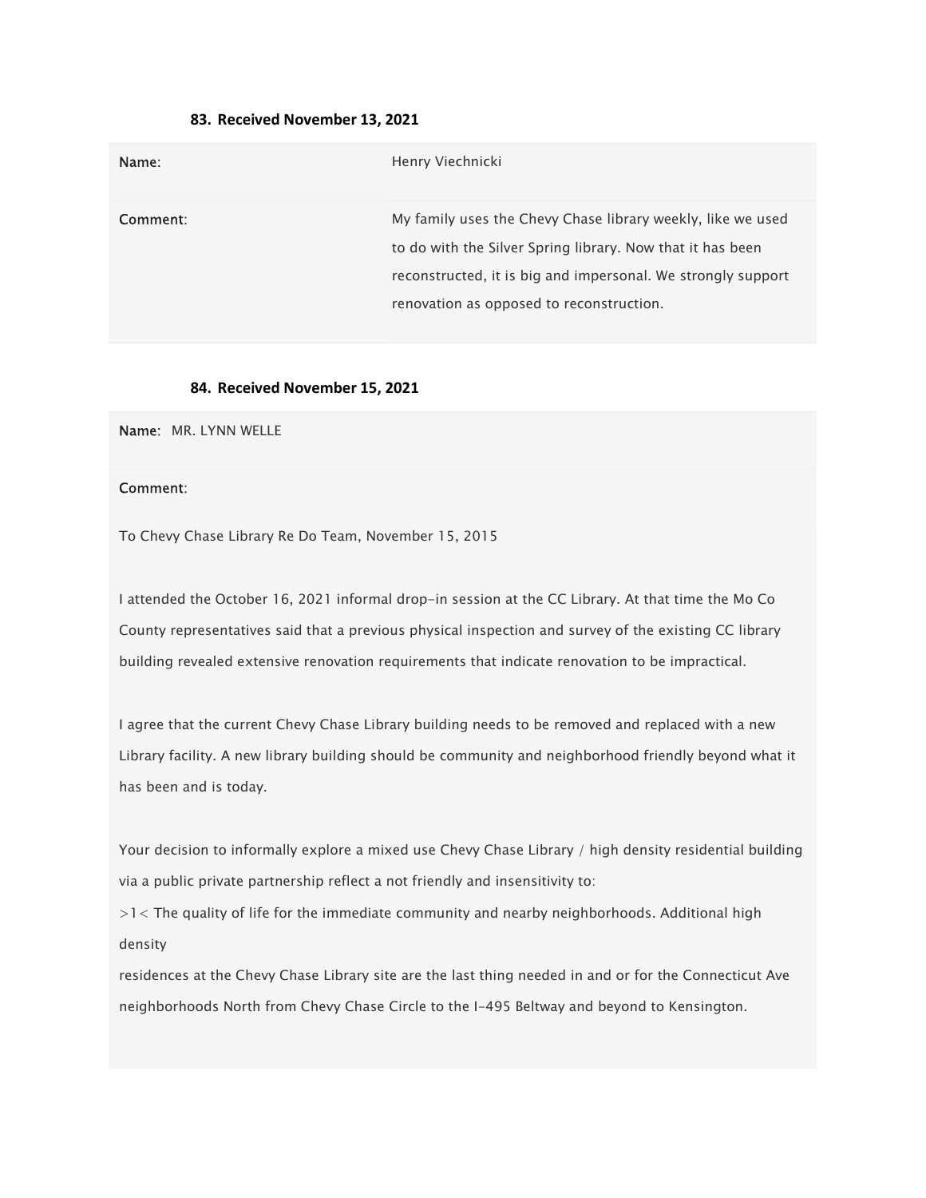### 83. Received November 13, 2021

| | |
|---|---|
| **Name**: | Henry Viechnicki |
| **Comment**: | My family uses the Chevy Chase library weekly, like we used to do with the Silver Spring library. Now that it has been reconstructed, it is big and impersonal. We strongly support renovation as opposed to reconstruction. |

### 84. Received November 15, 2021

**Name**: MR. LYNN WELLE

**Comment**:

To Chevy Chase Library Re Do Team, November 15, 2015

I attended the October 16, 2021 informal drop-in session at the CC Library. At that time the Mo Co County representatives said that a previous physical inspection and survey of the existing CC library building revealed extensive renovation requirements that indicate renovation to be impractical.

I agree that the current Chevy Chase Library building needs to be removed and replaced with a new Library facility. A new library building should be community and neighborhood friendly beyond what it has been and is today.

Your decision to informally explore a mixed use Chevy Chase Library / high density residential building via a public private partnership reflect a not friendly and insensitivity to:

>1< The quality of life for the immediate community and nearby neighborhoods. Additional high density

residences at the Chevy Chase Library site are the last thing needed in and or for the Connecticut Ave neighborhoods North from Chevy Chase Circle to the I-495 Beltway and beyond to Kensington.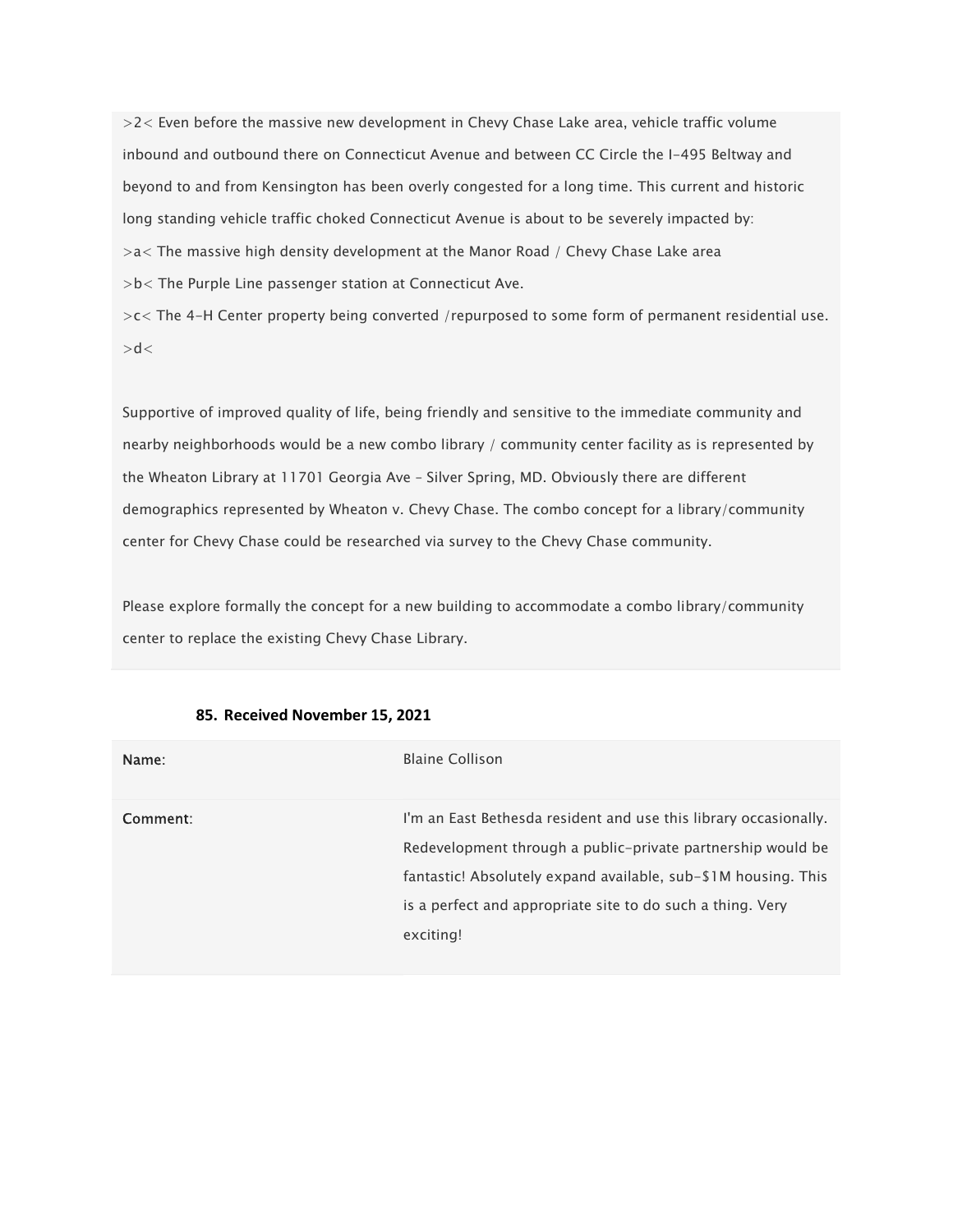>2< Even before the massive new development in Chevy Chase Lake area, vehicle traffic volume inbound and outbound there on Connecticut Avenue and between CC Circle the I-495 Beltway and beyond to and from Kensington has been overly congested for a long time. This current and historic long standing vehicle traffic choked Connecticut Avenue is about to be severely impacted by:

>a< The massive high density development at the Manor Road / Chevy Chase Lake area

>b< The Purple Line passenger station at Connecticut Ave.

>c< The 4-H Center property being converted /repurposed to some form of permanent residential use.

>d<

Supportive of improved quality of life, being friendly and sensitive to the immediate community and nearby neighborhoods would be a new combo library / community center facility as is represented by the Wheaton Library at 11701 Georgia Ave - Silver Spring, MD. Obviously there are different demographics represented by Wheaton v. Chevy Chase. The combo concept for a library/community center for Chevy Chase could be researched via survey to the Chevy Chase community.

Please explore formally the concept for a new building to accommodate a combo library/community center to replace the existing Chevy Chase Library.

**85. Received November 15, 2021**

| Name: | Blaine Collison |
| --- | --- |
| Comment: | I'm an East Bethesda resident and use this library occasionally. Redevelopment through a public-private partnership would be fantastic! Absolutely expand available, sub-$1M housing. This is a perfect and appropriate site to do such a thing. Very exciting! |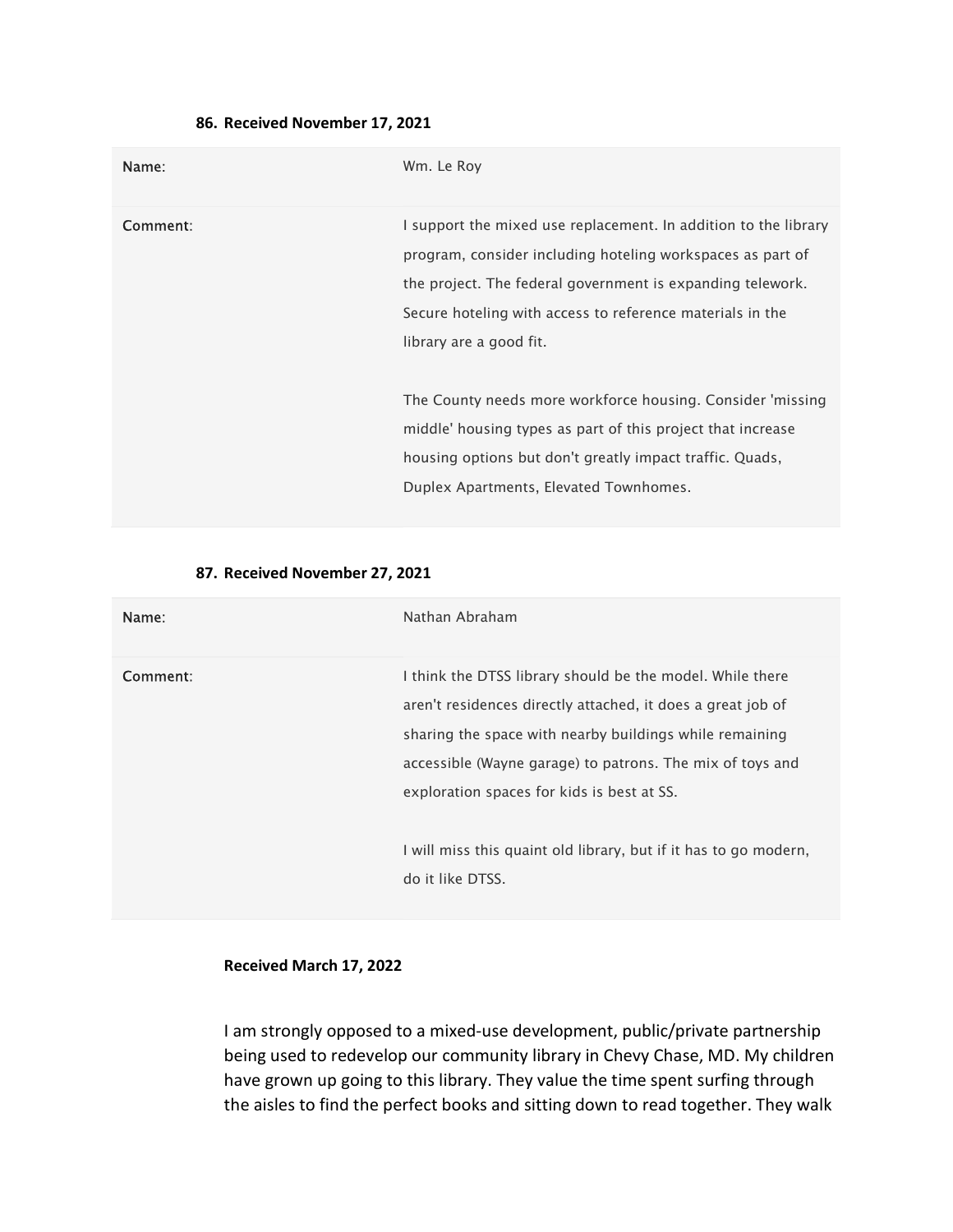**86. Received November 17, 2021**

| Name: | Wm. Le Roy |
| --- | --- |
| Comment: | I support the mixed use replacement. In addition to the library program, consider including hoteling workspaces as part of the project. The federal government is expanding telework. Secure hoteling with access to reference materials in the library are a good fit.<br><br>The County needs more workforce housing. Consider 'missing middle' housing types as part of this project that increase housing options but don't greatly impact traffic. Quads, Duplex Apartments, Elevated Townhomes. |

**87. Received November 27, 2021**

| Name: | Nathan Abraham |
| --- | --- |
| Comment: | I think the DTSS library should be the model. While there aren't residences directly attached, it does a great job of sharing the space with nearby buildings while remaining accessible (Wayne garage) to patrons. The mix of toys and exploration spaces for kids is best at SS.<br><br>I will miss this quaint old library, but if it has to go modern, do it like DTSS. |

**Received March 17, 2022**

I am strongly opposed to a mixed-use development, public/private partnership being used to redevelop our community library in Chevy Chase, MD. My children have grown up going to this library. They value the time spent surfing through the aisles to find the perfect books and sitting down to read together. They walk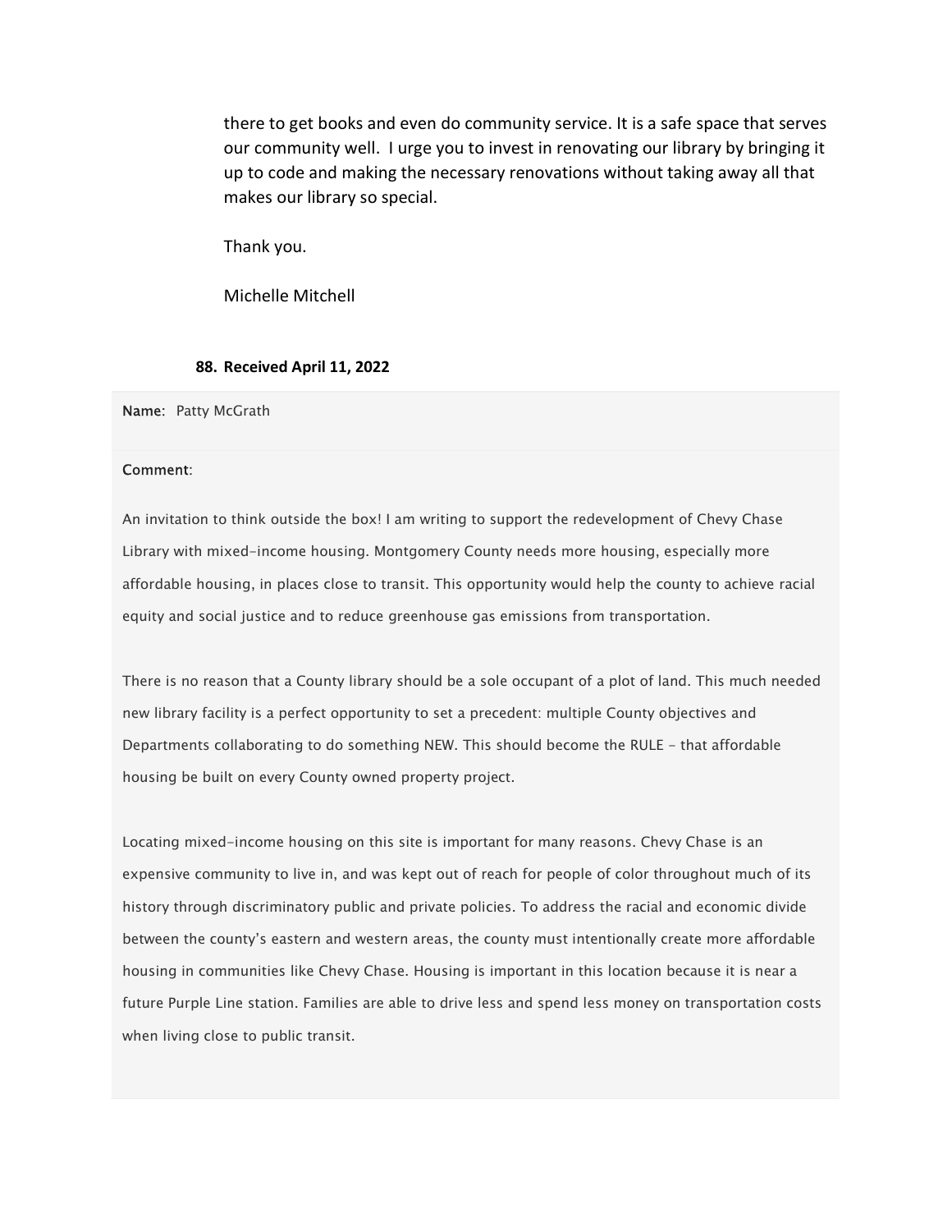there to get books and even do community service. It is a safe space that serves our community well. I urge you to invest in renovating our library by bringing it up to code and making the necessary renovations without taking away all that makes our library so special.

Thank you.

Michelle Mitchell

**88. Received April 11, 2022**

**Name**: Patty McGrath

**Comment**:

An invitation to think outside the box! I am writing to support the redevelopment of Chevy Chase Library with mixed-income housing. Montgomery County needs more housing, especially more affordable housing, in places close to transit. This opportunity would help the county to achieve racial equity and social justice and to reduce greenhouse gas emissions from transportation.

There is no reason that a County library should be a sole occupant of a plot of land. This much needed new library facility is a perfect opportunity to set a precedent: multiple County objectives and Departments collaborating to do something NEW. This should become the RULE - that affordable housing be built on every County owned property project.

Locating mixed-income housing on this site is important for many reasons. Chevy Chase is an expensive community to live in, and was kept out of reach for people of color throughout much of its history through discriminatory public and private policies. To address the racial and economic divide between the county's eastern and western areas, the county must intentionally create more affordable housing in communities like Chevy Chase. Housing is important in this location because it is near a future Purple Line station. Families are able to drive less and spend less money on transportation costs when living close to public transit.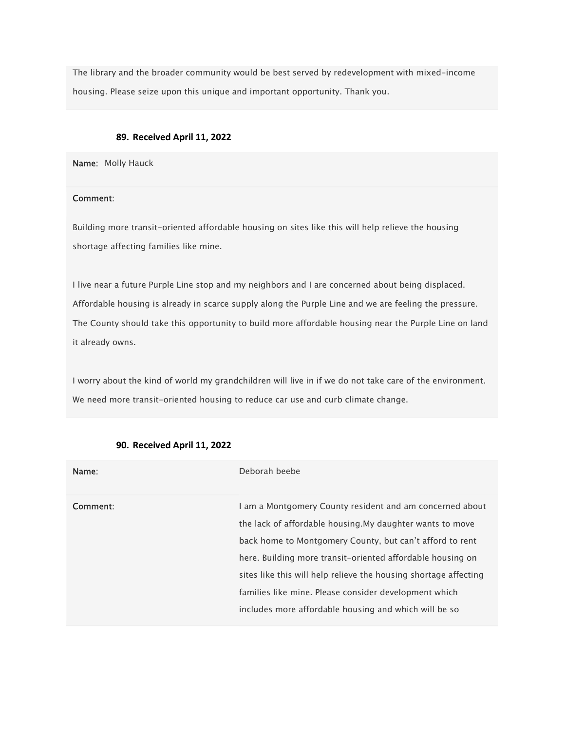The library and the broader community would be best served by redevelopment with mixed-income housing. Please seize upon this unique and important opportunity. Thank you.

**89. Received April 11, 2022**

**Name**: Molly Hauck

**Comment**:

Building more transit-oriented affordable housing on sites like this will help relieve the housing shortage affecting families like mine.

I live near a future Purple Line stop and my neighbors and I are concerned about being displaced. Affordable housing is already in scarce supply along the Purple Line and we are feeling the pressure. The County should take this opportunity to build more affordable housing near the Purple Line on land it already owns.

I worry about the kind of world my grandchildren will live in if we do not take care of the environment. We need more transit-oriented housing to reduce car use and curb climate change.

**90. Received April 11, 2022**

| **Name**: | Deborah beebe |
|---|---|
| **Comment**: | I am a Montgomery County resident and am concerned about the lack of affordable housing.My daughter wants to move back home to Montgomery County, but can't afford to rent here. Building more transit-oriented affordable housing on sites like this will help relieve the housing shortage affecting families like mine. Please consider development which includes more affordable housing and which will be so |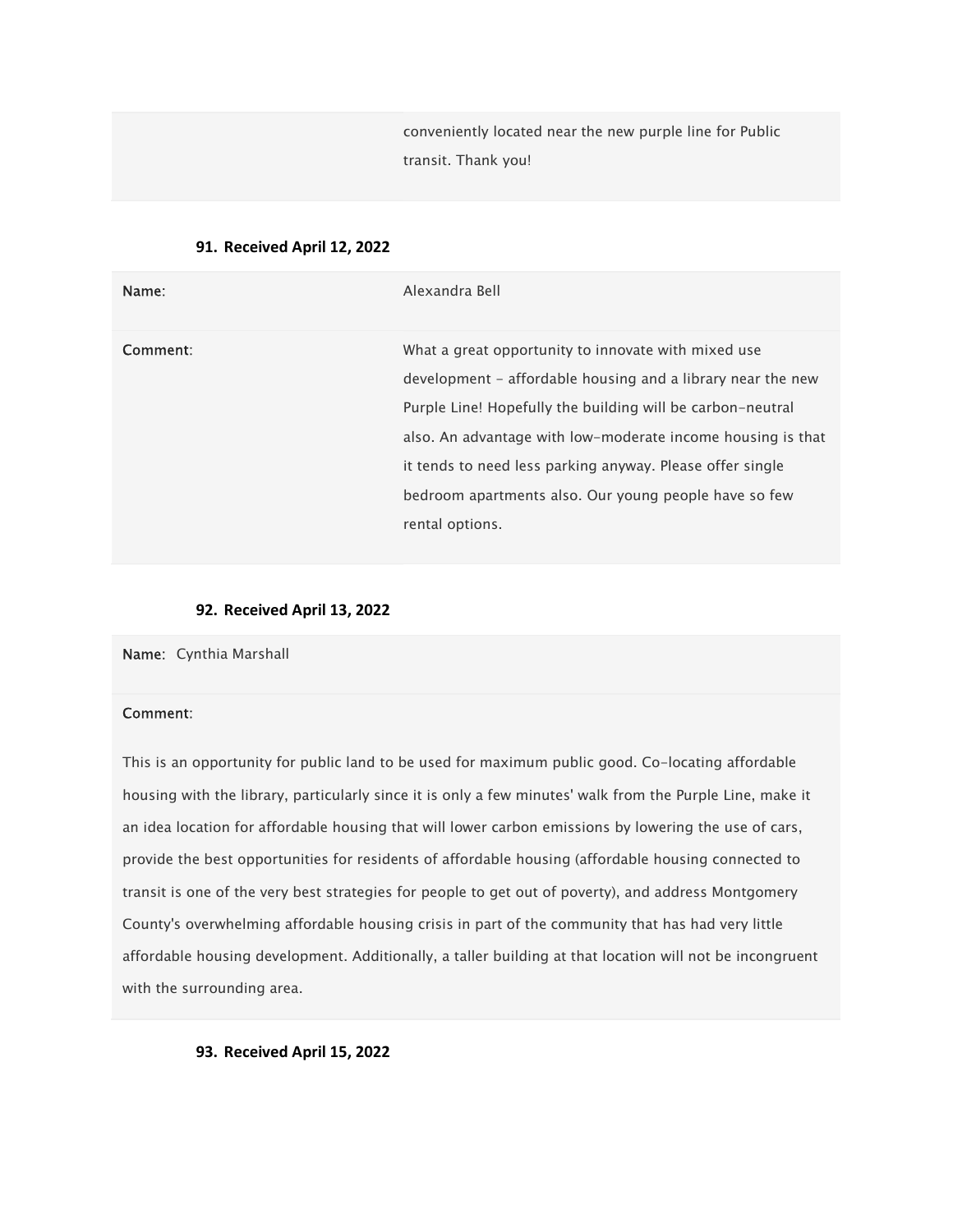| | |
|---|---|
| | conveniently located near the new purple line for Public transit. Thank you! |

**91. Received April 12, 2022**

| | |
|---|---|
| **Name**: | Alexandra Bell |
| **Comment**: | What a great opportunity to innovate with mixed use development - affordable housing and a library near the new Purple Line! Hopefully the building will be carbon-neutral also. An advantage with low-moderate income housing is that it tends to need less parking anyway. Please offer single bedroom apartments also. Our young people have so few rental options. |

**92. Received April 13, 2022**

**Name**: Cynthia Marshall

**Comment**:

This is an opportunity for public land to be used for maximum public good. Co-locating affordable housing with the library, particularly since it is only a few minutes' walk from the Purple Line, make it an idea location for affordable housing that will lower carbon emissions by lowering the use of cars, provide the best opportunities for residents of affordable housing (affordable housing connected to transit is one of the very best strategies for people to get out of poverty), and address Montgomery County's overwhelming affordable housing crisis in part of the community that has had very little affordable housing development. Additionally, a taller building at that location will not be incongruent with the surrounding area.

**93. Received April 15, 2022**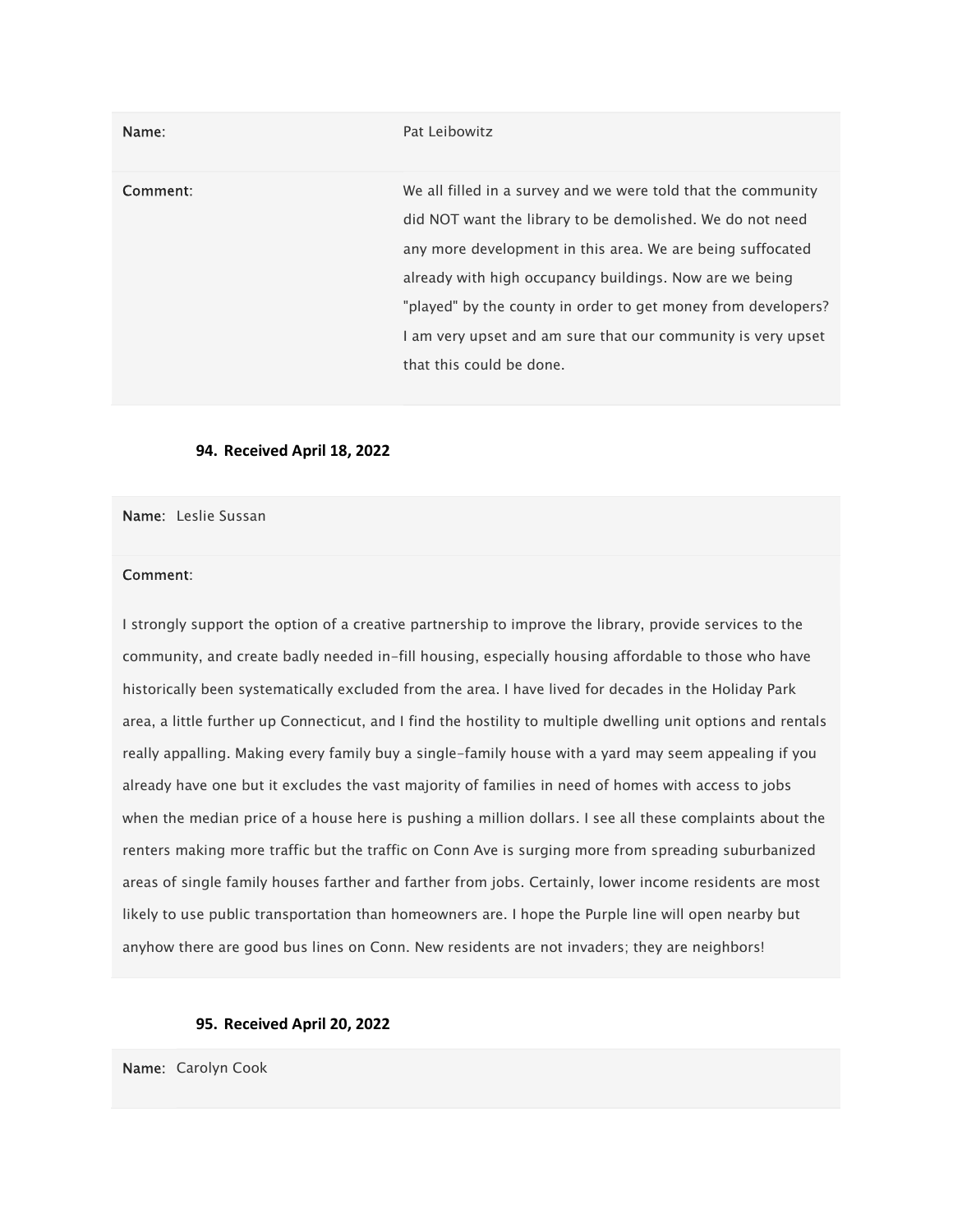| | |
|---|---|
| **Name**: | Pat Leibowitz |
| **Comment**: | We all filled in a survey and we were told that the community did NOT want the library to be demolished. We do not need any more development in this area. We are being suffocated already with high occupancy buildings. Now are we being "played" by the county in order to get money from developers? I am very upset and am sure that our community is very upset that this could be done. |

**94. Received April 18, 2022**

**Name**: Leslie Sussan

**Comment**:

I strongly support the option of a creative partnership to improve the library, provide services to the community, and create badly needed in-fill housing, especially housing affordable to those who have historically been systematically excluded from the area. I have lived for decades in the Holiday Park area, a little further up Connecticut, and I find the hostility to multiple dwelling unit options and rentals really appalling. Making every family buy a single-family house with a yard may seem appealing if you already have one but it excludes the vast majority of families in need of homes with access to jobs when the median price of a house here is pushing a million dollars. I see all these complaints about the renters making more traffic but the traffic on Conn Ave is surging more from spreading suburbanized areas of single family houses farther and farther from jobs. Certainly, lower income residents are most likely to use public transportation than homeowners are. I hope the Purple line will open nearby but anyhow there are good bus lines on Conn. New residents are not invaders; they are neighbors!

**95. Received April 20, 2022**

**Name**: Carolyn Cook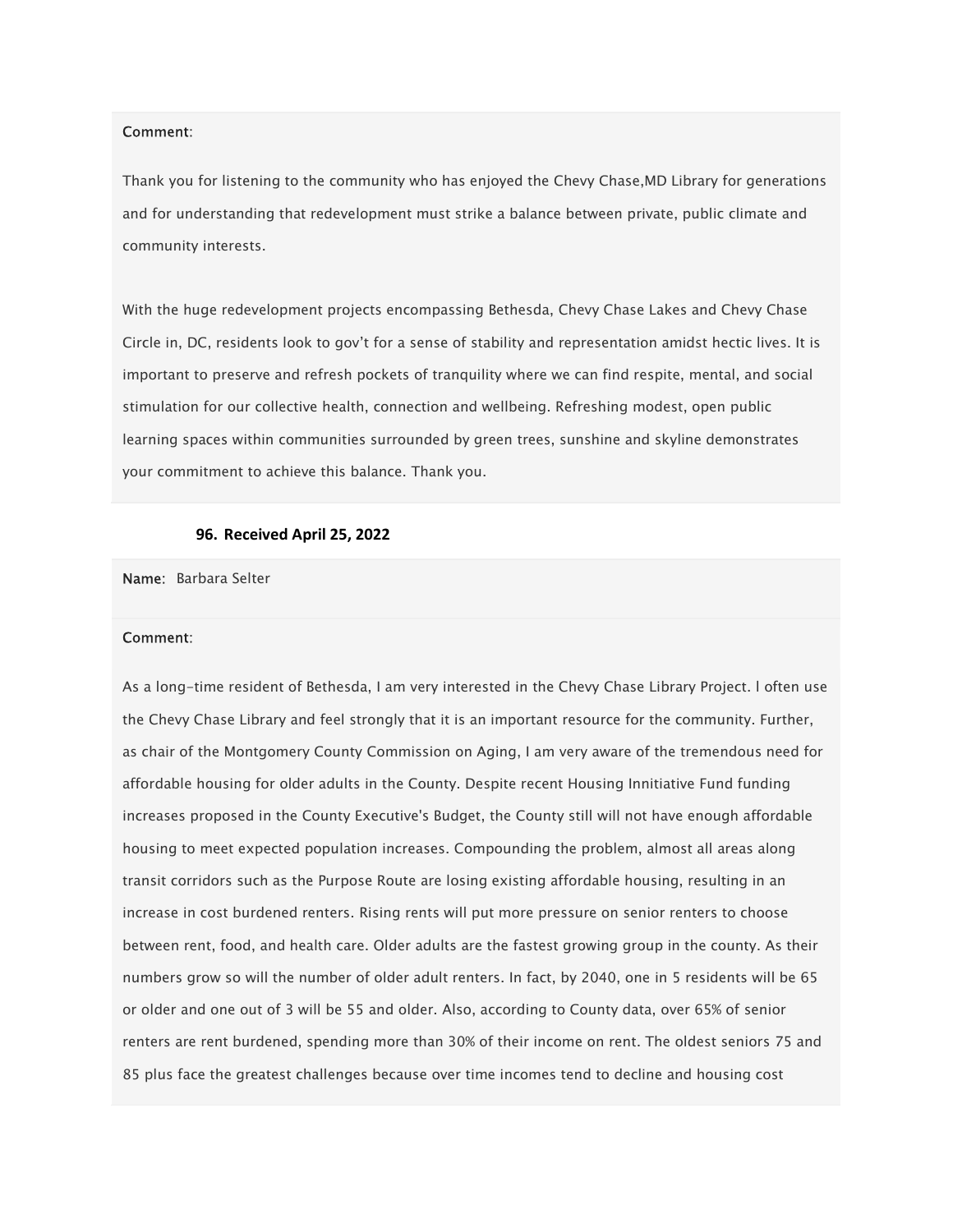**Comment**:

Thank you for listening to the community who has enjoyed the Chevy Chase,MD Library for generations and for understanding that redevelopment must strike a balance between private, public climate and community interests.

With the huge redevelopment projects encompassing Bethesda, Chevy Chase Lakes and Chevy Chase Circle in, DC, residents look to gov't for a sense of stability and representation amidst hectic lives. It is important to preserve and refresh pockets of tranquility where we can find respite, mental, and social stimulation for our collective health, connection and wellbeing. Refreshing modest, open public learning spaces within communities surrounded by green trees, sunshine and skyline demonstrates your commitment to achieve this balance. Thank you.

### 96. Received April 25, 2022

**Name**: Barbara Selter

**Comment**:

As a long-time resident of Bethesda, I am very interested in the Chevy Chase Library Project. I often use the Chevy Chase Library and feel strongly that it is an important resource for the community. Further, as chair of the Montgomery County Commission on Aging, I am very aware of the tremendous need for affordable housing for older adults in the County. Despite recent Housing Innitiative Fund funding increases proposed in the County Executive's Budget, the County still will not have enough affordable housing to meet expected population increases. Compounding the problem, almost all areas along transit corridors such as the Purpose Route are losing existing affordable housing, resulting in an increase in cost burdened renters. Rising rents will put more pressure on senior renters to choose between rent, food, and health care. Older adults are the fastest growing group in the county. As their numbers grow so will the number of older adult renters. In fact, by 2040, one in 5 residents will be 65 or older and one out of 3 will be 55 and older. Also, according to County data, over 65% of senior renters are rent burdened, spending more than 30% of their income on rent. The oldest seniors 75 and 85 plus face the greatest challenges because over time incomes tend to decline and housing cost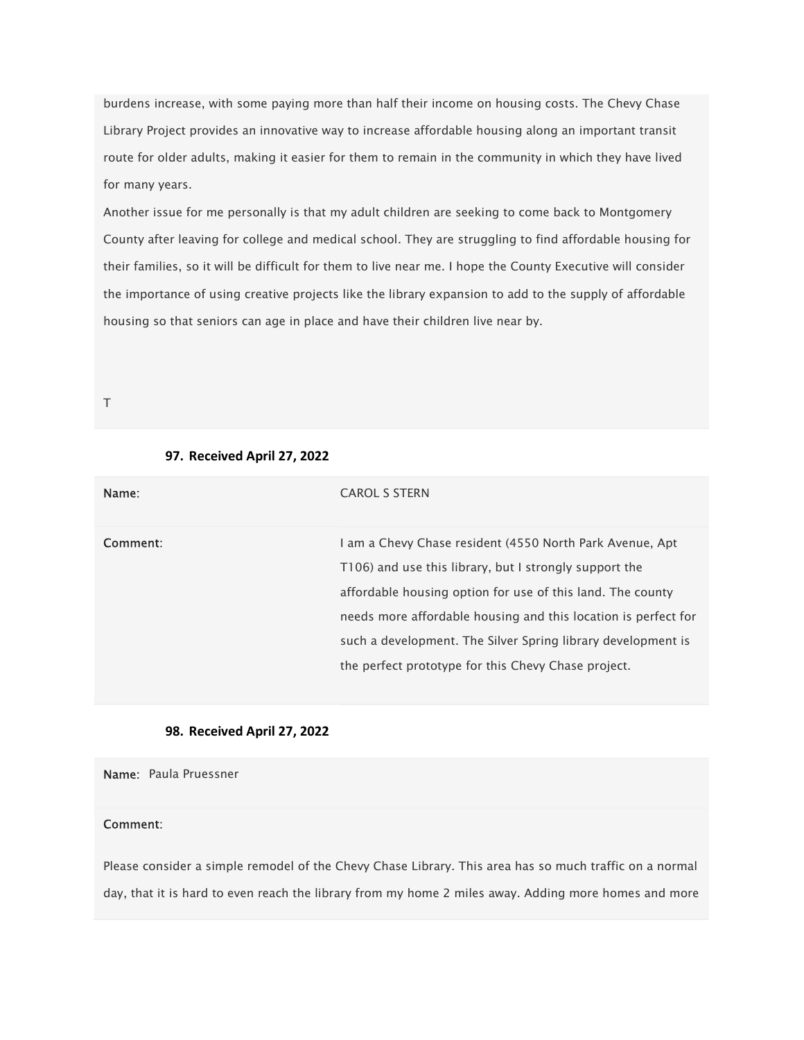burdens increase, with some paying more than half their income on housing costs. The Chevy Chase Library Project provides an innovative way to increase affordable housing along an important transit route for older adults, making it easier for them to remain in the community in which they have lived for many years.

Another issue for me personally is that my adult children are seeking to come back to Montgomery County after leaving for college and medical school. They are struggling to find affordable housing for their families, so it will be difficult for them to live near me. I hope the County Executive will consider the importance of using creative projects like the library expansion to add to the supply of affordable housing so that seniors can age in place and have their children live near by.

T

**97. Received April 27, 2022**

| | |
|---|---|
| **Name**: | CAROL S STERN |
| **Comment**: | I am a Chevy Chase resident (4550 North Park Avenue, Apt T106) and use this library, but I strongly support the affordable housing option for use of this land. The county needs more affordable housing and this location is perfect for such a development. The Silver Spring library development is the perfect prototype for this Chevy Chase project. |

**98. Received April 27, 2022**

**Name**: Paula Pruessner

**Comment**:

Please consider a simple remodel of the Chevy Chase Library. This area has so much traffic on a normal day, that it is hard to even reach the library from my home 2 miles away. Adding more homes and more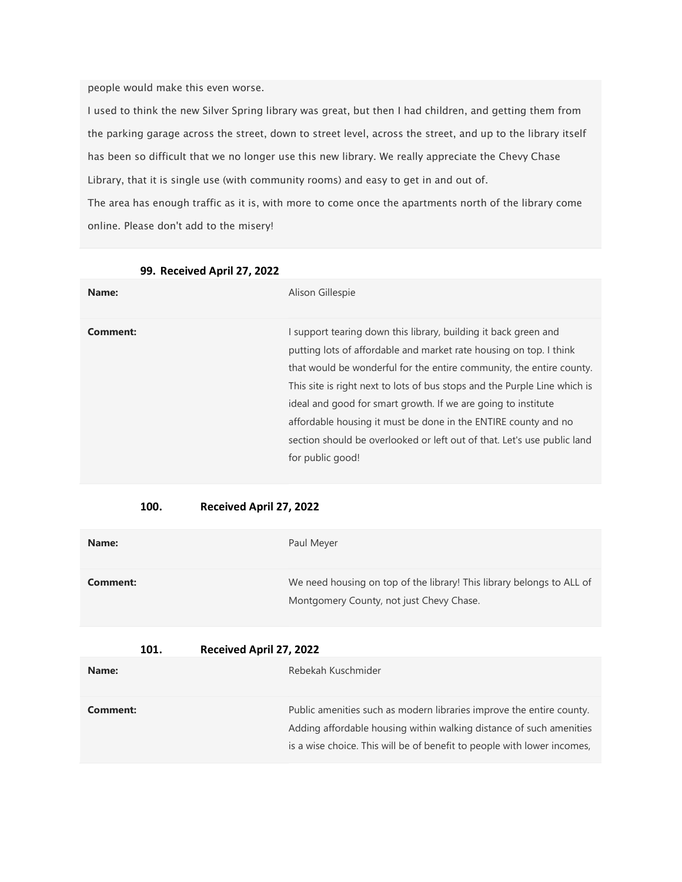people would make this even worse.

I used to think the new Silver Spring library was great, but then I had children, and getting them from the parking garage across the street, down to street level, across the street, and up to the library itself has been so difficult that we no longer use this new library. We really appreciate the Chevy Chase Library, that it is single use (with community rooms) and easy to get in and out of.

The area has enough traffic as it is, with more to come once the apartments north of the library come online. Please don't add to the misery!

**99. Received April 27, 2022**

| **Name:** | Alison Gillespie |
|---|---|
| **Comment:** | I support tearing down this library, building it back green and putting lots of affordable and market rate housing on top. I think that would be wonderful for the entire community, the entire county. This site is right next to lots of bus stops and the Purple Line which is ideal and good for smart growth. If we are going to institute affordable housing it must be done in the ENTIRE county and no section should be overlooked or left out of that. Let's use public land for public good! |

**100. Received April 27, 2022**

| **Name:** | Paul Meyer |
|---|---|
| **Comment:** | We need housing on top of the library! This library belongs to ALL of Montgomery County, not just Chevy Chase. |

**101. Received April 27, 2022**

| **Name:** | Rebekah Kuschmider |
|---|---|
| **Comment:** | Public amenities such as modern libraries improve the entire county. Adding affordable housing within walking distance of such amenities is a wise choice. This will be of benefit to people with lower incomes, |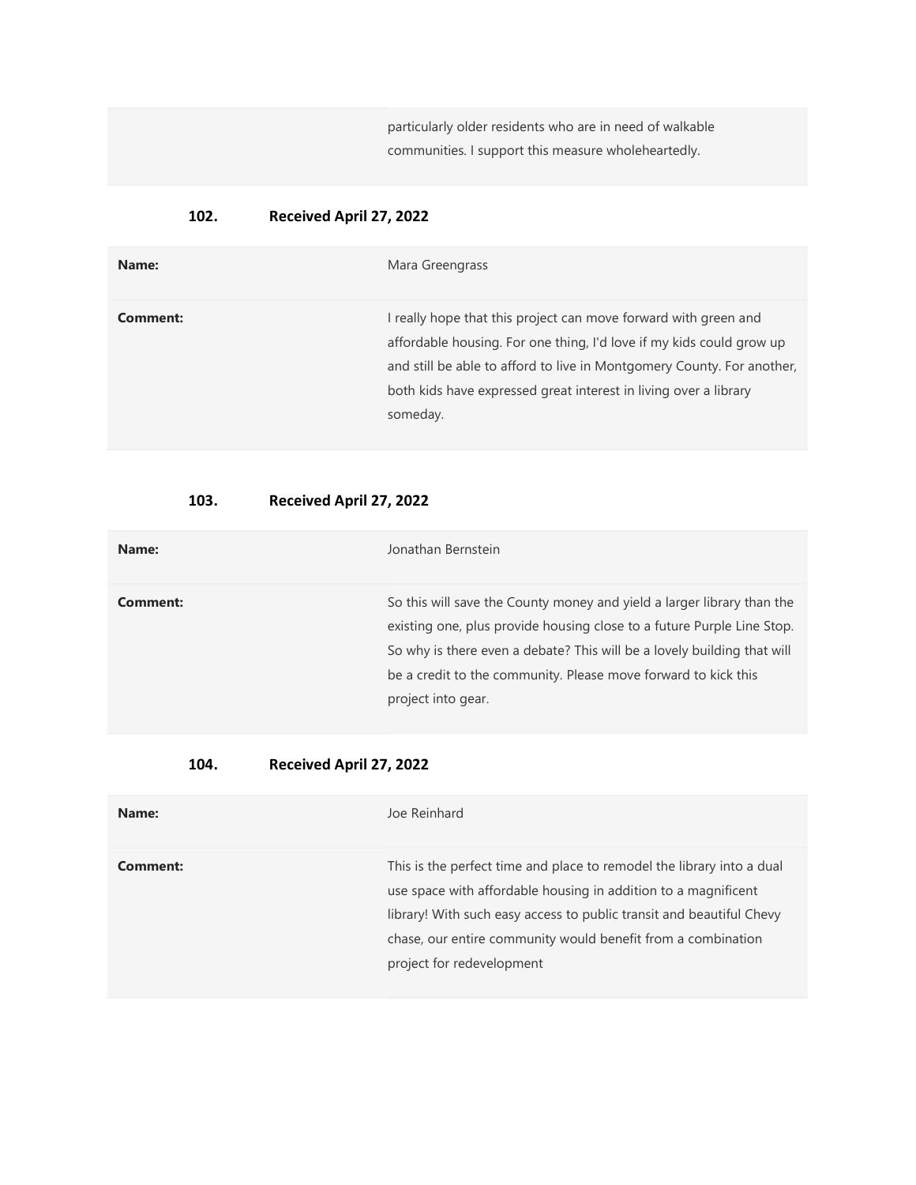particularly older residents who are in need of walkable communities. I support this measure wholeheartedly.

**102. Received April 27, 2022**

| | |
|---|---|
| **Name:** | Mara Greengrass |
| **Comment:** | I really hope that this project can move forward with green and affordable housing. For one thing, I'd love if my kids could grow up and still be able to afford to live in Montgomery County. For another, both kids have expressed great interest in living over a library someday. |

**103. Received April 27, 2022**

| | |
|---|---|
| **Name:** | Jonathan Bernstein |
| **Comment:** | So this will save the County money and yield a larger library than the existing one, plus provide housing close to a future Purple Line Stop. So why is there even a debate? This will be a lovely building that will be a credit to the community. Please move forward to kick this project into gear. |

**104. Received April 27, 2022**

| | |
|---|---|
| **Name:** | Joe Reinhard |
| **Comment:** | This is the perfect time and place to remodel the library into a dual use space with affordable housing in addition to a magnificent library! With such easy access to public transit and beautiful Chevy chase, our entire community would benefit from a combination project for redevelopment |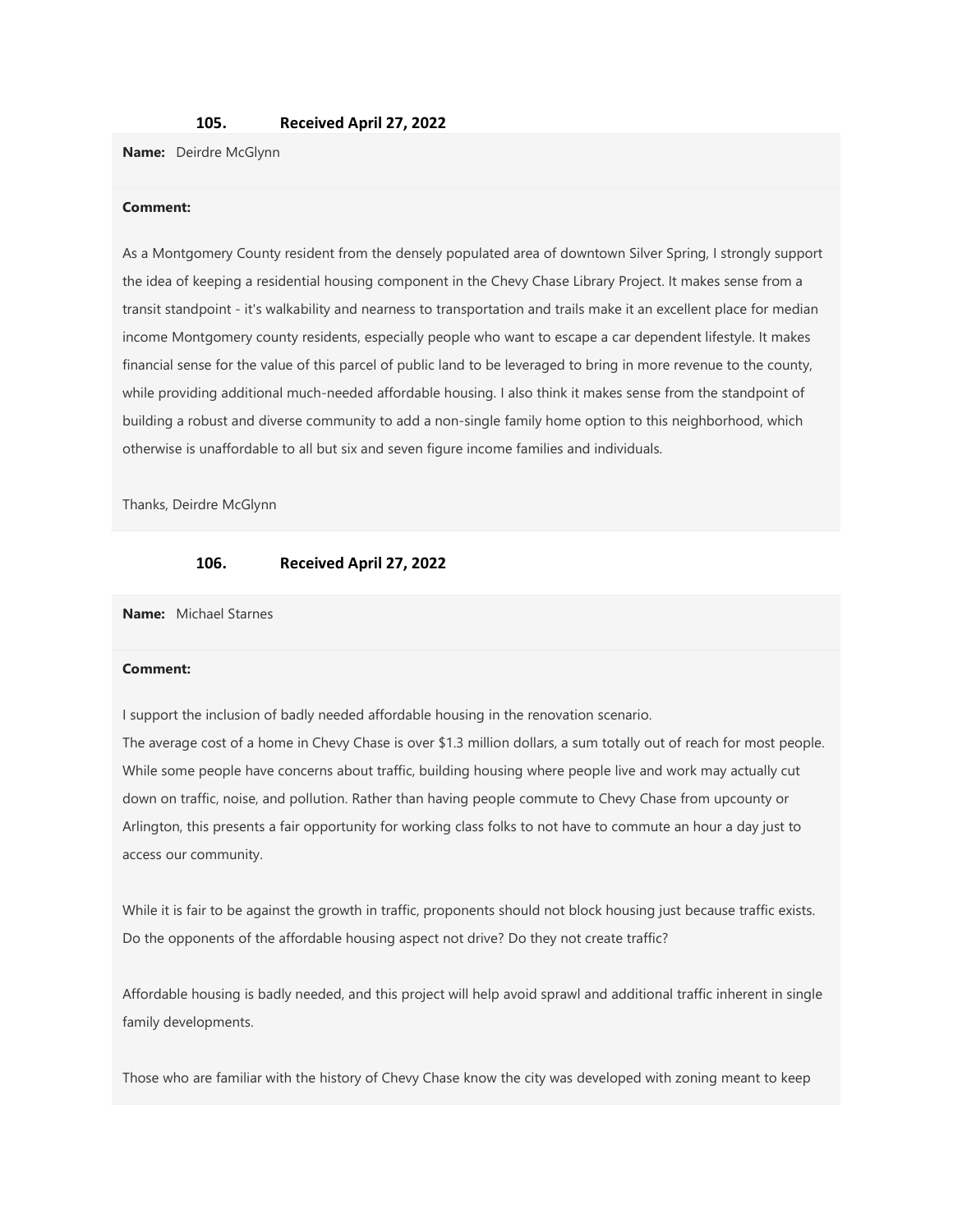### 105. Received April 27, 2022

**Name:** Deirdre McGlynn

**Comment:**

As a Montgomery County resident from the densely populated area of downtown Silver Spring, I strongly support the idea of keeping a residential housing component in the Chevy Chase Library Project. It makes sense from a transit standpoint - it's walkability and nearness to transportation and trails make it an excellent place for median income Montgomery county residents, especially people who want to escape a car dependent lifestyle. It makes financial sense for the value of this parcel of public land to be leveraged to bring in more revenue to the county, while providing additional much-needed affordable housing. I also think it makes sense from the standpoint of building a robust and diverse community to add a non-single family home option to this neighborhood, which otherwise is unaffordable to all but six and seven figure income families and individuals.

Thanks, Deirdre McGlynn

### 106. Received April 27, 2022

**Name:** Michael Starnes

**Comment:**

I support the inclusion of badly needed affordable housing in the renovation scenario.
The average cost of a home in Chevy Chase is over $1.3 million dollars, a sum totally out of reach for most people. While some people have concerns about traffic, building housing where people live and work may actually cut down on traffic, noise, and pollution. Rather than having people commute to Chevy Chase from upcounty or Arlington, this presents a fair opportunity for working class folks to not have to commute an hour a day just to access our community.

While it is fair to be against the growth in traffic, proponents should not block housing just because traffic exists. Do the opponents of the affordable housing aspect not drive? Do they not create traffic?

Affordable housing is badly needed, and this project will help avoid sprawl and additional traffic inherent in single family developments.

Those who are familiar with the history of Chevy Chase know the city was developed with zoning meant to keep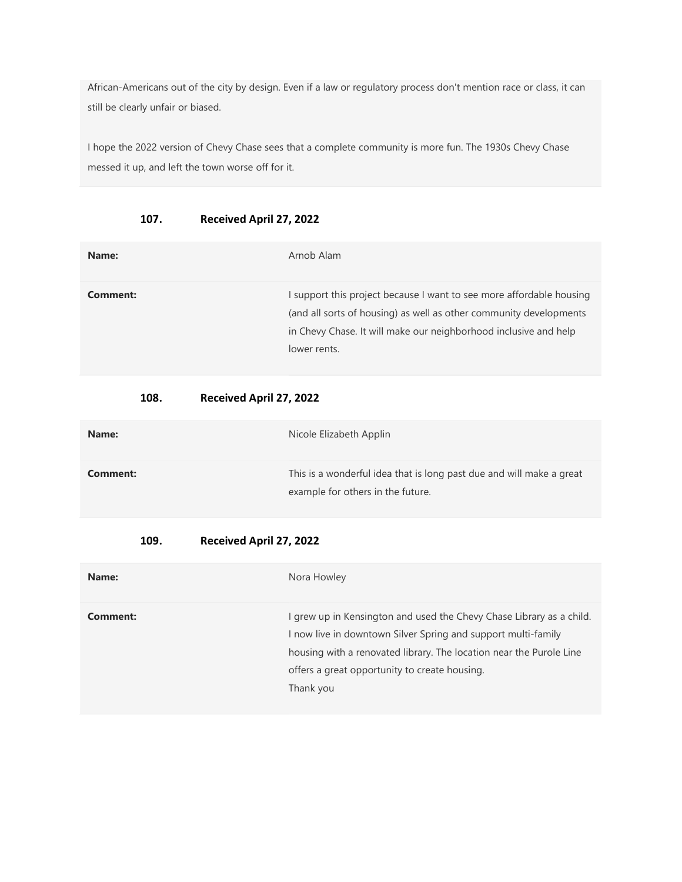African-Americans out of the city by design. Even if a law or regulatory process don't mention race or class, it can still be clearly unfair or biased.

I hope the 2022 version of Chevy Chase sees that a complete community is more fun. The 1930s Chevy Chase messed it up, and left the town worse off for it.

**107. Received April 27, 2022**

| | |
|---|---|
| **Name:** | Arnob Alam |
| **Comment:** | I support this project because I want to see more affordable housing (and all sorts of housing) as well as other community developments in Chevy Chase. It will make our neighborhood inclusive and help lower rents. |

**108. Received April 27, 2022**

| | |
|---|---|
| **Name:** | Nicole Elizabeth Applin |
| **Comment:** | This is a wonderful idea that is long past due and will make a great example for others in the future. |

**109. Received April 27, 2022**

| | |
|---|---|
| **Name:** | Nora Howley |
| **Comment:** | I grew up in Kensington and used the Chevy Chase Library as a child. I now live in downtown Silver Spring and support multi-family housing with a renovated library. The location near the Purole Line offers a great opportunity to create housing.<br>Thank you |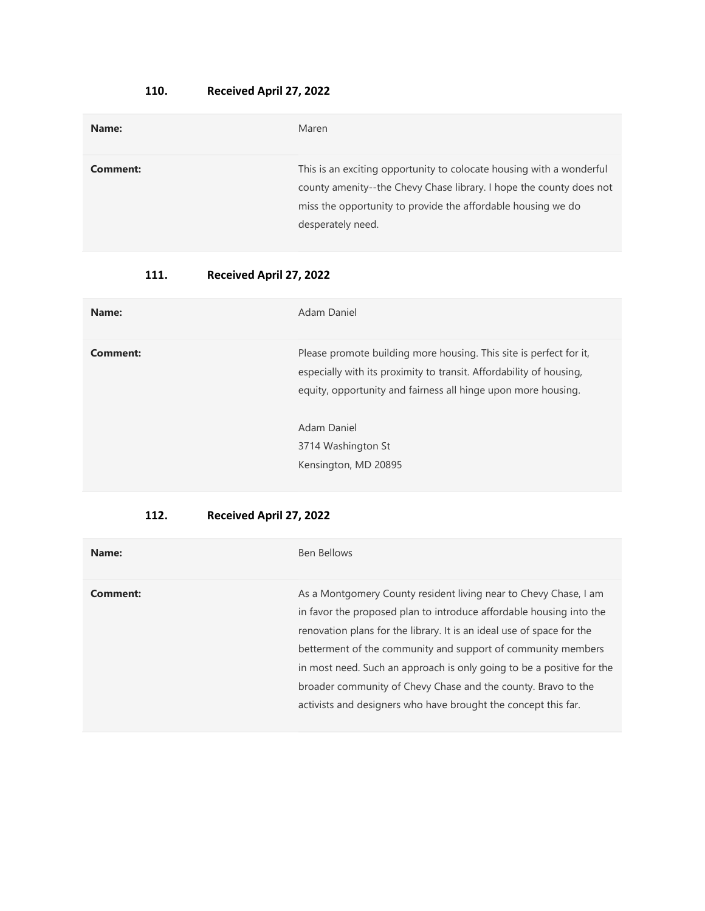### 110. Received April 27, 2022

| | |
|---|---|
| **Name:** | Maren |
| **Comment:** | This is an exciting opportunity to colocate housing with a wonderful county amenity--the Chevy Chase library. I hope the county does not miss the opportunity to provide the affordable housing we do desperately need. |

### 111. Received April 27, 2022

| | |
|---|---|
| **Name:** | Adam Daniel |
| **Comment:** | Please promote building more housing. This site is perfect for it, especially with its proximity to transit. Affordability of housing, equity, opportunity and fairness all hinge upon more housing.<br><br>Adam Daniel<br>3714 Washington St<br>Kensington, MD 20895 |

### 112. Received April 27, 2022

| | |
|---|---|
| **Name:** | Ben Bellows |
| **Comment:** | As a Montgomery County resident living near to Chevy Chase, I am in favor the proposed plan to introduce affordable housing into the renovation plans for the library. It is an ideal use of space for the betterment of the community and support of community members in most need. Such an approach is only going to be a positive for the broader community of Chevy Chase and the county. Bravo to the activists and designers who have brought the concept this far. |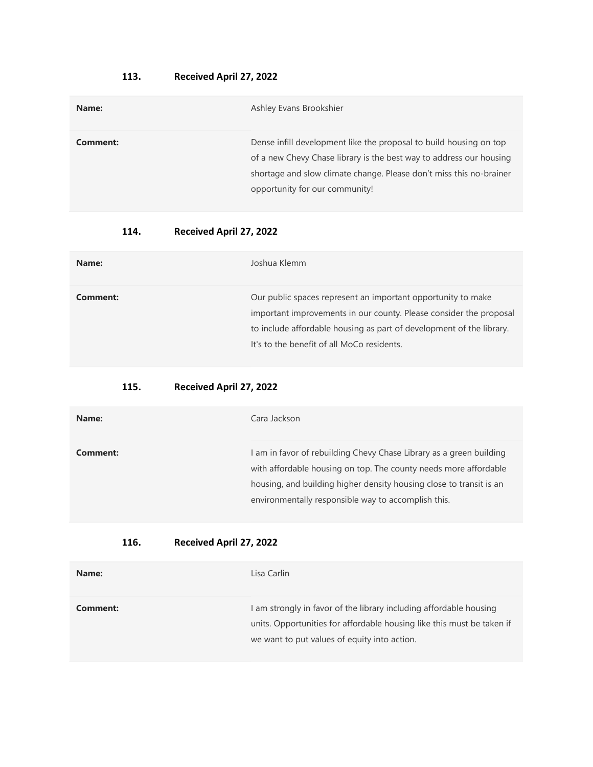### 113. Received April 27, 2022

| | |
|---|---|
| **Name:** | Ashley Evans Brookshier |
| **Comment:** | Dense infill development like the proposal to build housing on top of a new Chevy Chase library is the best way to address our housing shortage and slow climate change. Please don't miss this no-brainer opportunity for our community! |

### 114. Received April 27, 2022

| | |
|---|---|
| **Name:** | Joshua Klemm |
| **Comment:** | Our public spaces represent an important opportunity to make important improvements in our county. Please consider the proposal to include affordable housing as part of development of the library. It's to the benefit of all MoCo residents. |

### 115. Received April 27, 2022

| | |
|---|---|
| **Name:** | Cara Jackson |
| **Comment:** | I am in favor of rebuilding Chevy Chase Library as a green building with affordable housing on top. The county needs more affordable housing, and building higher density housing close to transit is an environmentally responsible way to accomplish this. |

### 116. Received April 27, 2022

| | |
|---|---|
| **Name:** | Lisa Carlin |
| **Comment:** | I am strongly in favor of the library including affordable housing units. Opportunities for affordable housing like this must be taken if we want to put values of equity into action. |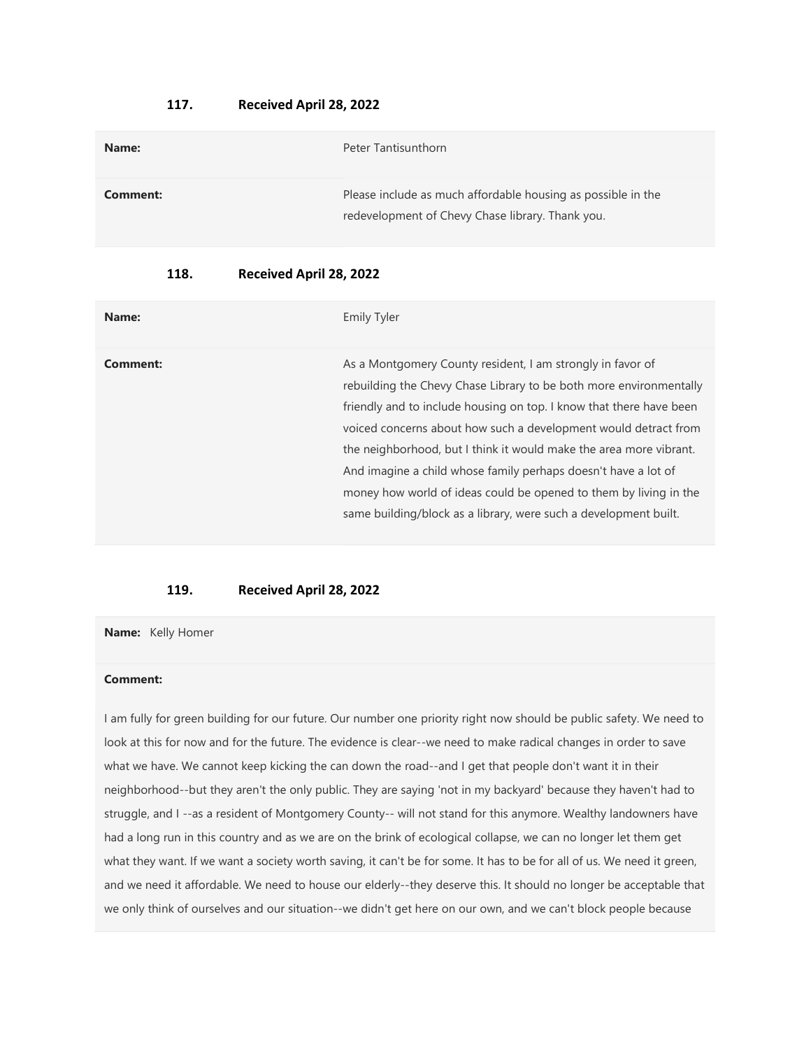### 117. Received April 28, 2022

| | |
|---|---|
| **Name:** | Peter Tantisunthorn |
| **Comment:** | Please include as much affordable housing as possible in the redevelopment of Chevy Chase library. Thank you. |

### 118. Received April 28, 2022

| | |
|---|---|
| **Name:** | Emily Tyler |
| **Comment:** | As a Montgomery County resident, I am strongly in favor of rebuilding the Chevy Chase Library to be both more environmentally friendly and to include housing on top. I know that there have been voiced concerns about how such a development would detract from the neighborhood, but I think it would make the area more vibrant. And imagine a child whose family perhaps doesn't have a lot of money how world of ideas could be opened to them by living in the same building/block as a library, were such a development built. |

### 119. Received April 28, 2022

**Name:** Kelly Homer

**Comment:**

I am fully for green building for our future. Our number one priority right now should be public safety. We need to look at this for now and for the future. The evidence is clear--we need to make radical changes in order to save what we have. We cannot keep kicking the can down the road--and I get that people don't want it in their neighborhood--but they aren't the only public. They are saying 'not in my backyard' because they haven't had to struggle, and I --as a resident of Montgomery County-- will not stand for this anymore. Wealthy landowners have had a long run in this country and as we are on the brink of ecological collapse, we can no longer let them get what they want. If we want a society worth saving, it can't be for some. It has to be for all of us. We need it green, and we need it affordable. We need to house our elderly--they deserve this. It should no longer be acceptable that we only think of ourselves and our situation--we didn't get here on our own, and we can't block people because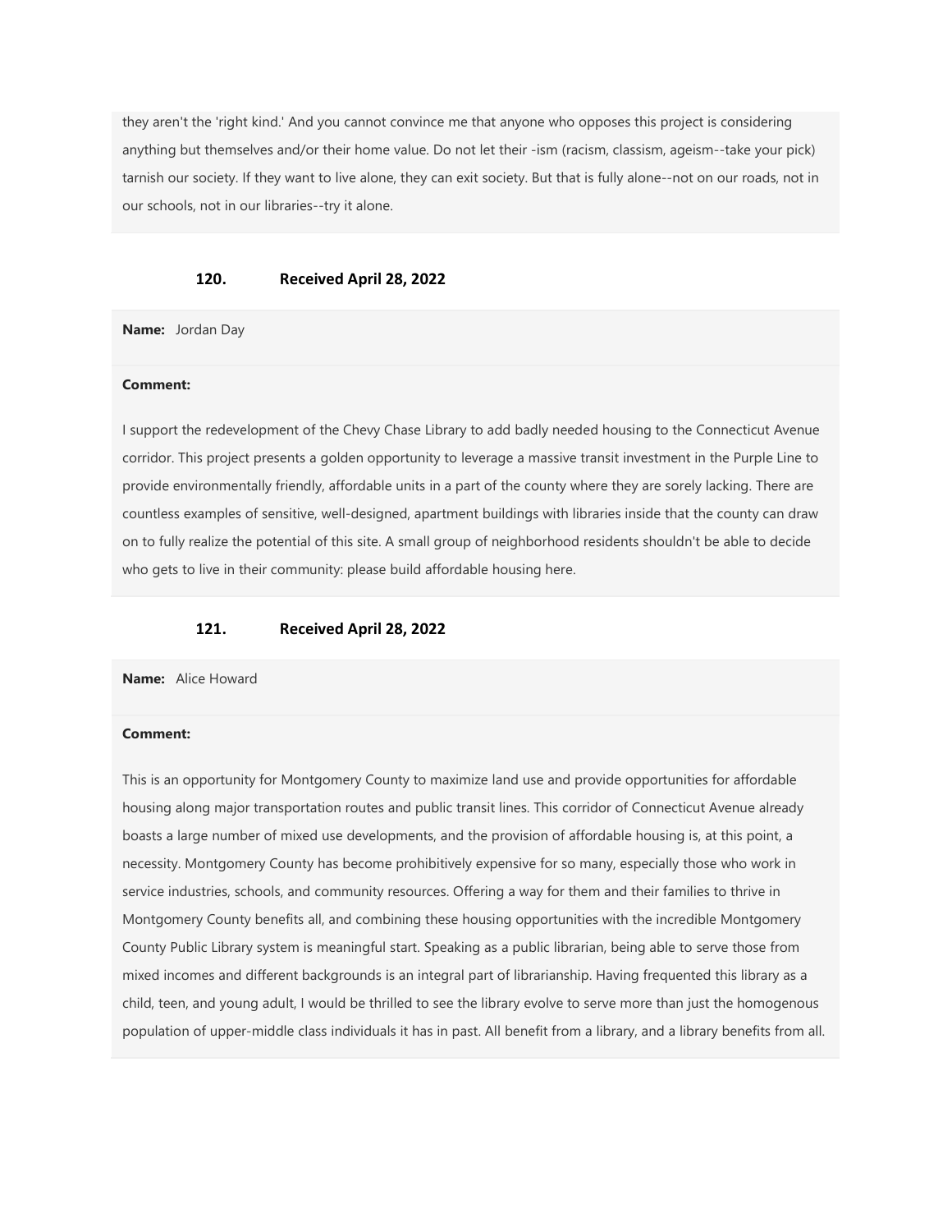they aren't the 'right kind.' And you cannot convince me that anyone who opposes this project is considering anything but themselves and/or their home value. Do not let their -ism (racism, classism, ageism--take your pick) tarnish our society. If they want to live alone, they can exit society. But that is fully alone--not on our roads, not in our schools, not in our libraries--try it alone.

### 120. Received April 28, 2022

**Name:** Jordan Day

**Comment:**

I support the redevelopment of the Chevy Chase Library to add badly needed housing to the Connecticut Avenue corridor. This project presents a golden opportunity to leverage a massive transit investment in the Purple Line to provide environmentally friendly, affordable units in a part of the county where they are sorely lacking. There are countless examples of sensitive, well-designed, apartment buildings with libraries inside that the county can draw on to fully realize the potential of this site. A small group of neighborhood residents shouldn't be able to decide who gets to live in their community: please build affordable housing here.

### 121. Received April 28, 2022

**Name:** Alice Howard

**Comment:**

This is an opportunity for Montgomery County to maximize land use and provide opportunities for affordable housing along major transportation routes and public transit lines. This corridor of Connecticut Avenue already boasts a large number of mixed use developments, and the provision of affordable housing is, at this point, a necessity. Montgomery County has become prohibitively expensive for so many, especially those who work in service industries, schools, and community resources. Offering a way for them and their families to thrive in Montgomery County benefits all, and combining these housing opportunities with the incredible Montgomery County Public Library system is meaningful start. Speaking as a public librarian, being able to serve those from mixed incomes and different backgrounds is an integral part of librarianship. Having frequented this library as a child, teen, and young adult, I would be thrilled to see the library evolve to serve more than just the homogenous population of upper-middle class individuals it has in past. All benefit from a library, and a library benefits from all.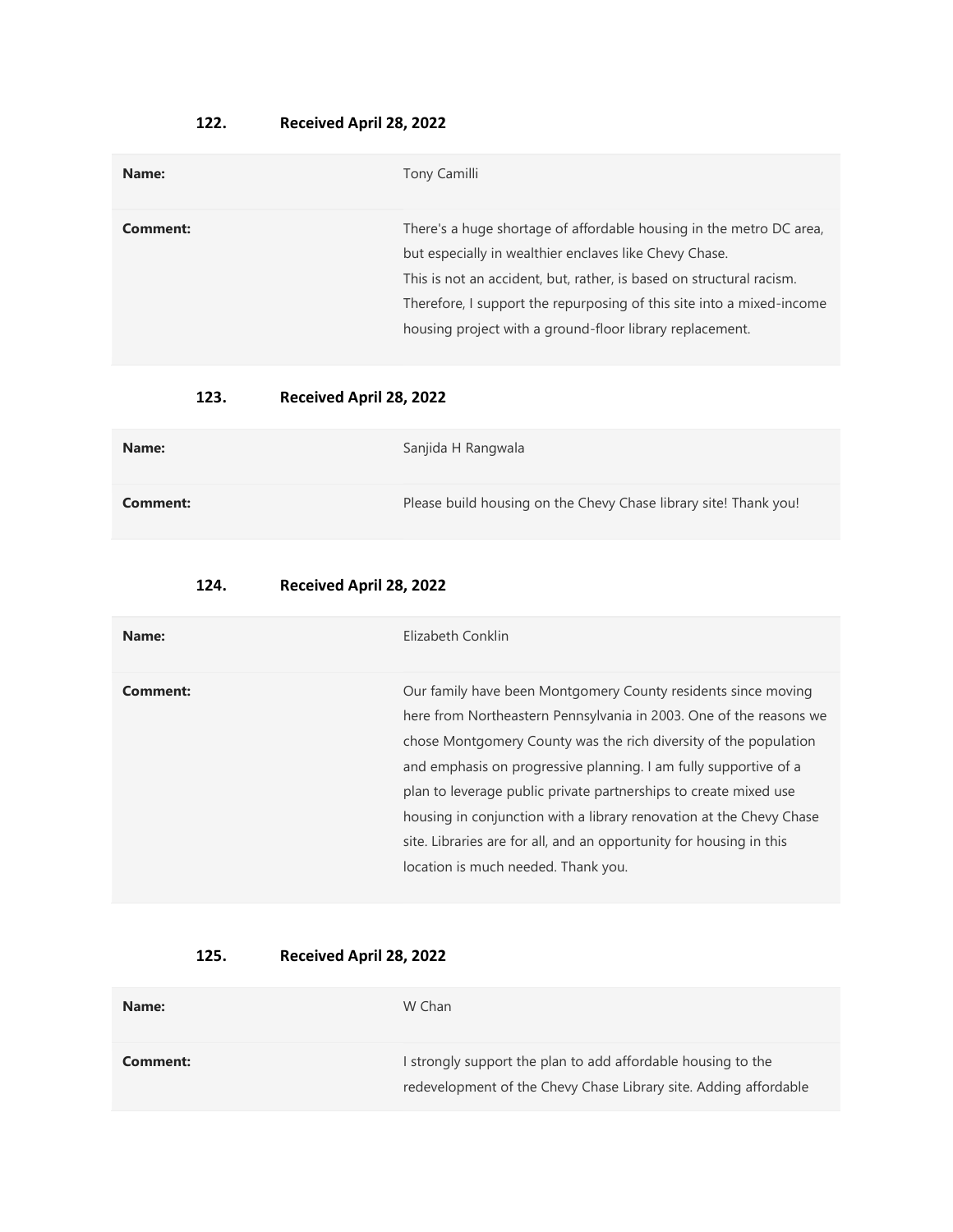**122. Received April 28, 2022**

| | |
|---|---|
| **Name:** | Tony Camilli |
| **Comment:** | There's a huge shortage of affordable housing in the metro DC area, but especially in wealthier enclaves like Chevy Chase.<br>This is not an accident, but, rather, is based on structural racism.<br>Therefore, I support the repurposing of this site into a mixed-income housing project with a ground-floor library replacement. |

**123. Received April 28, 2022**

| | |
|---|---|
| **Name:** | Sanjida H Rangwala |
| **Comment:** | Please build housing on the Chevy Chase library site! Thank you! |

**124. Received April 28, 2022**

| | |
|---|---|
| **Name:** | Elizabeth Conklin |
| **Comment:** | Our family have been Montgomery County residents since moving here from Northeastern Pennsylvania in 2003. One of the reasons we chose Montgomery County was the rich diversity of the population and emphasis on progressive planning. I am fully supportive of a plan to leverage public private partnerships to create mixed use housing in conjunction with a library renovation at the Chevy Chase site. Libraries are for all, and an opportunity for housing in this location is much needed. Thank you. |

**125. Received April 28, 2022**

| | |
|---|---|
| **Name:** | W Chan |
| **Comment:** | I strongly support the plan to add affordable housing to the redevelopment of the Chevy Chase Library site. Adding affordable |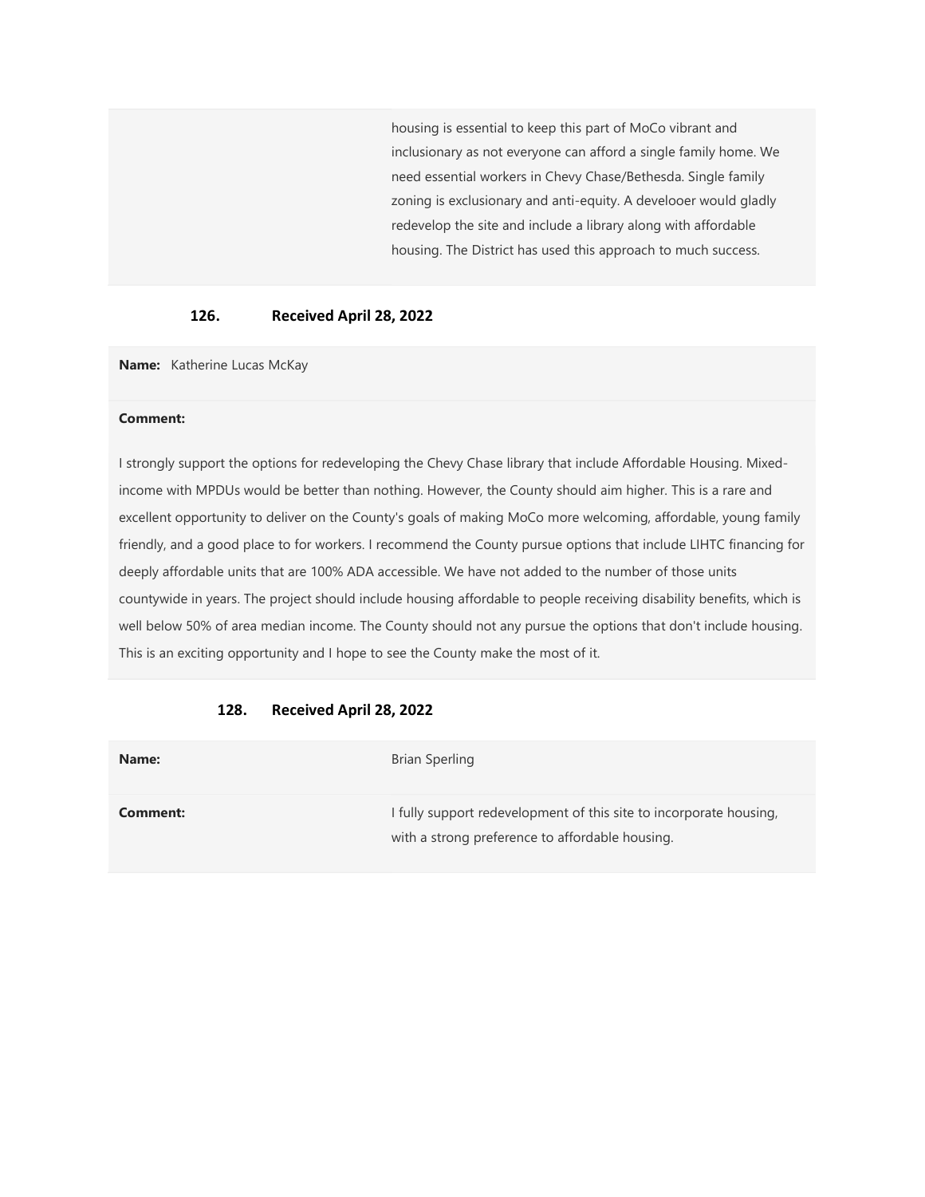| | |
|---|---|
| | housing is essential to keep this part of MoCo vibrant and inclusionary as not everyone can afford a single family home. We need essential workers in Chevy Chase/Bethesda. Single family zoning is exclusionary and anti-equity. A develooer would gladly redevelop the site and include a library along with affordable housing. The District has used this approach to much success. |

**126. Received April 28, 2022**

**Name:** Katherine Lucas McKay

**Comment:**

I strongly support the options for redeveloping the Chevy Chase library that include Affordable Housing. Mixed-income with MPDUs would be better than nothing. However, the County should aim higher. This is a rare and excellent opportunity to deliver on the County's goals of making MoCo more welcoming, affordable, young family friendly, and a good place to for workers. I recommend the County pursue options that include LIHTC financing for deeply affordable units that are 100% ADA accessible. We have not added to the number of those units countywide in years. The project should include housing affordable to people receiving disability benefits, which is well below 50% of area median income. The County should not any pursue the options that don't include housing. This is an exciting opportunity and I hope to see the County make the most of it.

**128. Received April 28, 2022**

| | |
|---|---|
| **Name:** | Brian Sperling |
| **Comment:** | I fully support redevelopment of this site to incorporate housing, with a strong preference to affordable housing. |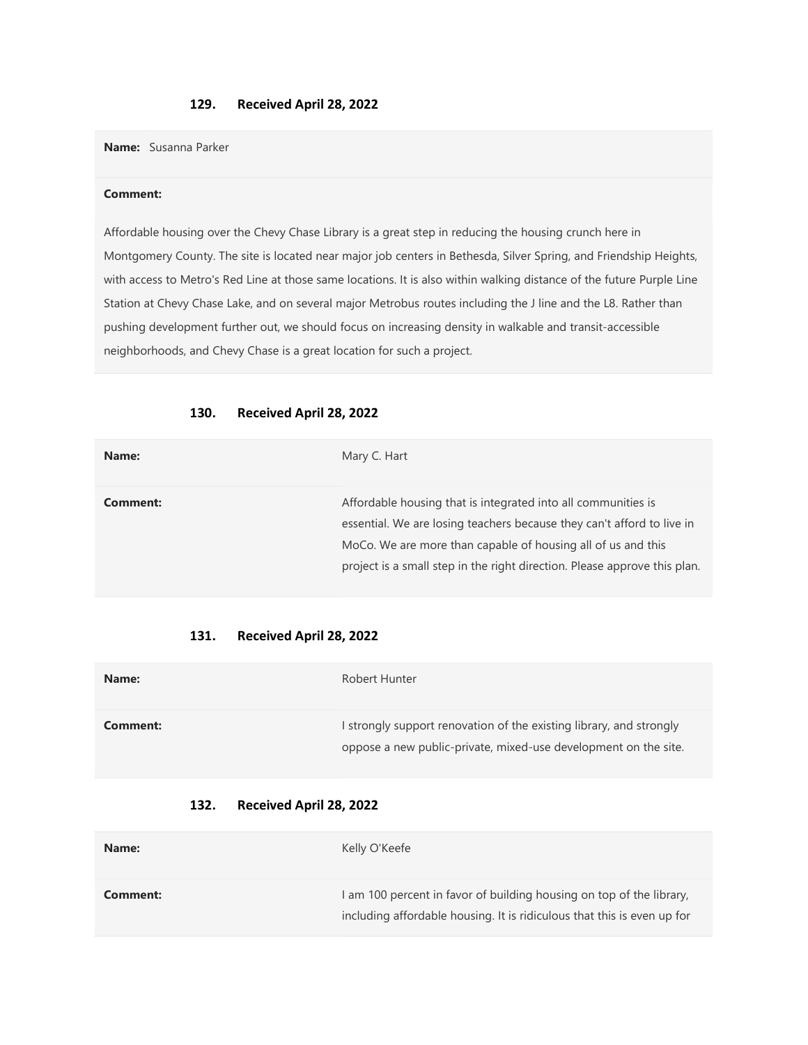### 129. Received April 28, 2022

| **Name:** Susanna Parker |
| --- |
| **Comment:** |
| Affordable housing over the Chevy Chase Library is a great step in reducing the housing crunch here in Montgomery County. The site is located near major job centers in Bethesda, Silver Spring, and Friendship Heights, with access to Metro's Red Line at those same locations. It is also within walking distance of the future Purple Line Station at Chevy Chase Lake, and on several major Metrobus routes including the J line and the L8. Rather than pushing development further out, we should focus on increasing density in walkable and transit-accessible neighborhoods, and Chevy Chase is a great location for such a project. |

### 130. Received April 28, 2022

| **Name:** | Mary C. Hart |
| --- | --- |
| **Comment:** | Affordable housing that is integrated into all communities is essential. We are losing teachers because they can't afford to live in MoCo. We are more than capable of housing all of us and this project is a small step in the right direction. Please approve this plan. |

### 131. Received April 28, 2022

| **Name:** | Robert Hunter |
| --- | --- |
| **Comment:** | I strongly support renovation of the existing library, and strongly oppose a new public-private, mixed-use development on the site. |

### 132. Received April 28, 2022

| **Name:** | Kelly O'Keefe |
| --- | --- |
| **Comment:** | I am 100 percent in favor of building housing on top of the library, including affordable housing. It is ridiculous that this is even up for |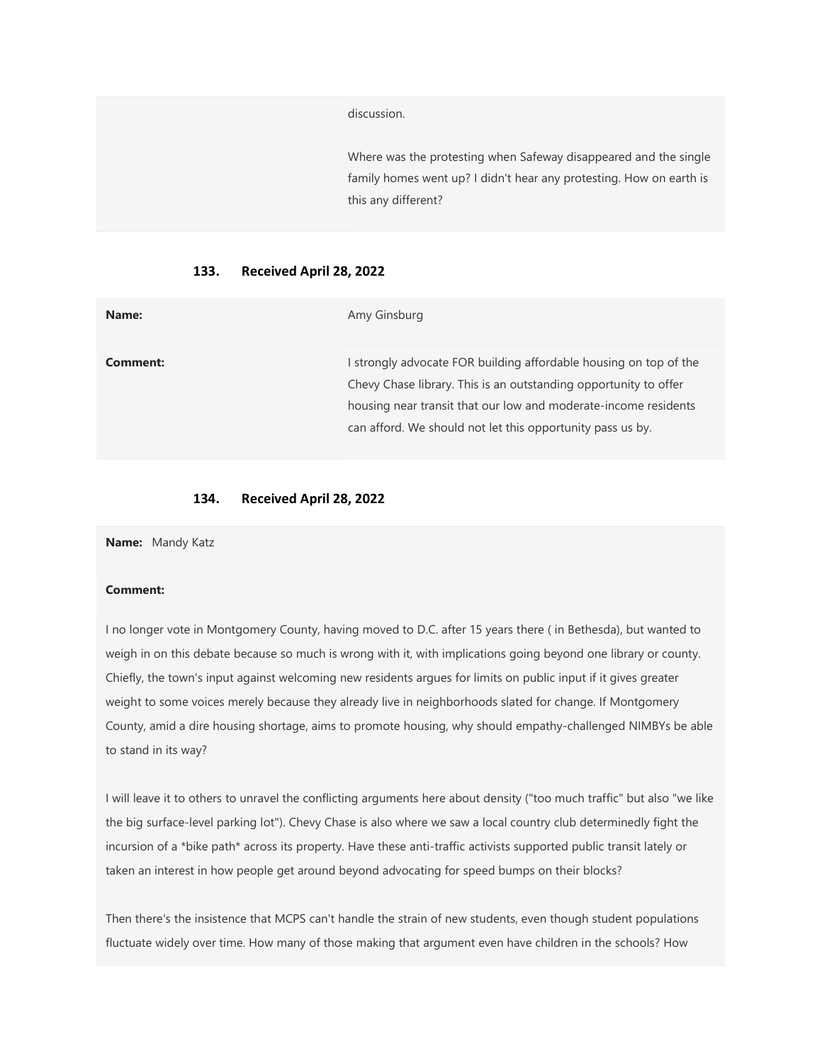discussion.

Where was the protesting when Safeway disappeared and the single family homes went up? I didn't hear any protesting. How on earth is this any different?

### 133. Received April 28, 2022

| | |
|---|---|
| **Name:** | Amy Ginsburg |
| **Comment:** | I strongly advocate FOR building affordable housing on top of the Chevy Chase library. This is an outstanding opportunity to offer housing near transit that our low and moderate-income residents can afford. We should not let this opportunity pass us by. |

### 134. Received April 28, 2022

**Name:** Mandy Katz

**Comment:**

I no longer vote in Montgomery County, having moved to D.C. after 15 years there ( in Bethesda), but wanted to weigh in on this debate because so much is wrong with it, with implications going beyond one library or county. Chiefly, the town's input against welcoming new residents argues for limits on public input if it gives greater weight to some voices merely because they already live in neighborhoods slated for change. If Montgomery County, amid a dire housing shortage, aims to promote housing, why should empathy-challenged NIMBYs be able to stand in its way?

I will leave it to others to unravel the conflicting arguments here about density ("too much traffic" but also "we like the big surface-level parking lot"). Chevy Chase is also where we saw a local country club determinedly fight the incursion of a *bike path* across its property. Have these anti-traffic activists supported public transit lately or taken an interest in how people get around beyond advocating for speed bumps on their blocks?

Then there's the insistence that MCPS can't handle the strain of new students, even though student populations fluctuate widely over time. How many of those making that argument even have children in the schools? How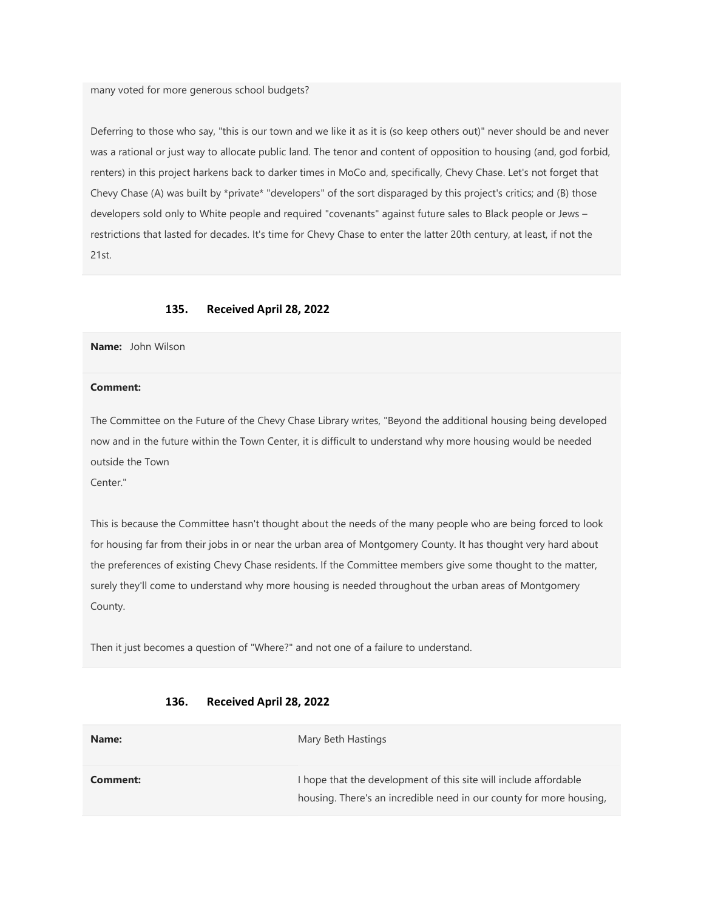many voted for more generous school budgets?

Deferring to those who say, "this is our town and we like it as it is (so keep others out)" never should be and never was a rational or just way to allocate public land. The tenor and content of opposition to housing (and, god forbid, renters) in this project harkens back to darker times in MoCo and, specifically, Chevy Chase. Let's not forget that Chevy Chase (A) was built by *private* "developers" of the sort disparaged by this project's critics; and (B) those developers sold only to White people and required "covenants" against future sales to Black people or Jews – restrictions that lasted for decades. It's time for Chevy Chase to enter the latter 20th century, at least, if not the 21st.

### 135. Received April 28, 2022

**Name:** John Wilson

**Comment:**

The Committee on the Future of the Chevy Chase Library writes, "Beyond the additional housing being developed now and in the future within the Town Center, it is difficult to understand why more housing would be needed outside the Town
Center."

This is because the Committee hasn't thought about the needs of the many people who are being forced to look for housing far from their jobs in or near the urban area of Montgomery County. It has thought very hard about the preferences of existing Chevy Chase residents. If the Committee members give some thought to the matter, surely they'll come to understand why more housing is needed throughout the urban areas of Montgomery County.

Then it just becomes a question of "Where?" and not one of a failure to understand.

### 136. Received April 28, 2022

| **Name:** | Mary Beth Hastings |
|---|---|
| **Comment:** | I hope that the development of this site will include affordable housing. There's an incredible need in our county for more housing, |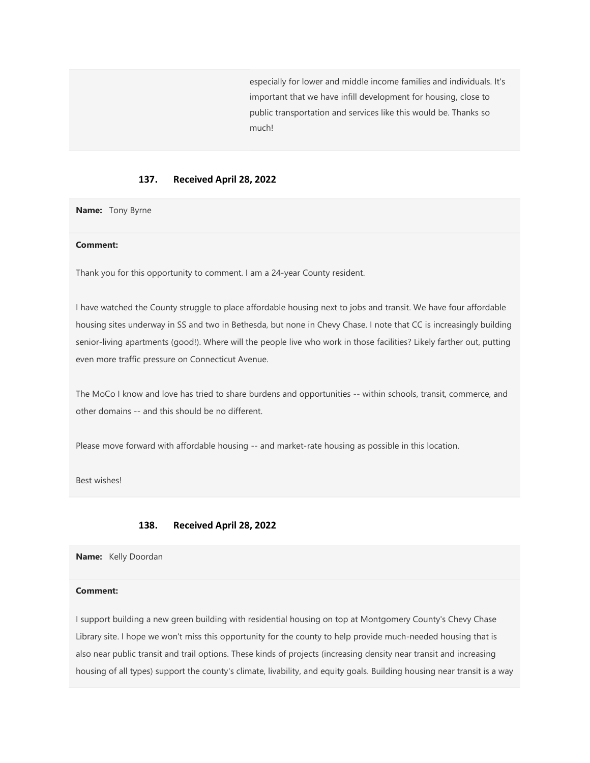especially for lower and middle income families and individuals. It's important that we have infill development for housing, close to public transportation and services like this would be. Thanks so much!

### 137. Received April 28, 2022

**Name:** Tony Byrne

**Comment:**

Thank you for this opportunity to comment. I am a 24-year County resident.

I have watched the County struggle to place affordable housing next to jobs and transit. We have four affordable housing sites underway in SS and two in Bethesda, but none in Chevy Chase. I note that CC is increasingly building senior-living apartments (good!). Where will the people live who work in those facilities? Likely farther out, putting even more traffic pressure on Connecticut Avenue.

The MoCo I know and love has tried to share burdens and opportunities -- within schools, transit, commerce, and other domains -- and this should be no different.

Please move forward with affordable housing -- and market-rate housing as possible in this location.

Best wishes!

### 138. Received April 28, 2022

**Name:** Kelly Doordan

**Comment:**

I support building a new green building with residential housing on top at Montgomery County's Chevy Chase Library site. I hope we won't miss this opportunity for the county to help provide much-needed housing that is also near public transit and trail options. These kinds of projects (increasing density near transit and increasing housing of all types) support the county's climate, livability, and equity goals. Building housing near transit is a way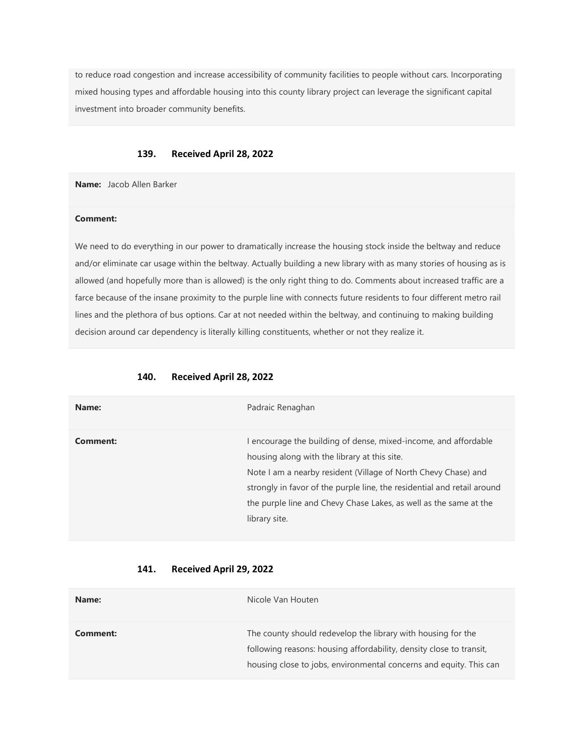to reduce road congestion and increase accessibility of community facilities to people without cars. Incorporating mixed housing types and affordable housing into this county library project can leverage the significant capital investment into broader community benefits.

### 139. Received April 28, 2022

**Name:** Jacob Allen Barker

**Comment:**

We need to do everything in our power to dramatically increase the housing stock inside the beltway and reduce and/or eliminate car usage within the beltway. Actually building a new library with as many stories of housing as is allowed (and hopefully more than is allowed) is the only right thing to do. Comments about increased traffic are a farce because of the insane proximity to the purple line with connects future residents to four different metro rail lines and the plethora of bus options. Car at not needed within the beltway, and continuing to making building decision around car dependency is literally killing constituents, whether or not they realize it.

### 140. Received April 28, 2022

| | |
|---|---|
| **Name:** | Padraic Renaghan |
| **Comment:** | I encourage the building of dense, mixed-income, and affordable housing along with the library at this site.<br>Note I am a nearby resident (Village of North Chevy Chase) and strongly in favor of the purple line, the residential and retail around the purple line and Chevy Chase Lakes, as well as the same at the library site. |

### 141. Received April 29, 2022

| | |
|---|---|
| **Name:** | Nicole Van Houten |
| **Comment:** | The county should redevelop the library with housing for the following reasons: housing affordability, density close to transit, housing close to jobs, environmental concerns and equity. This can |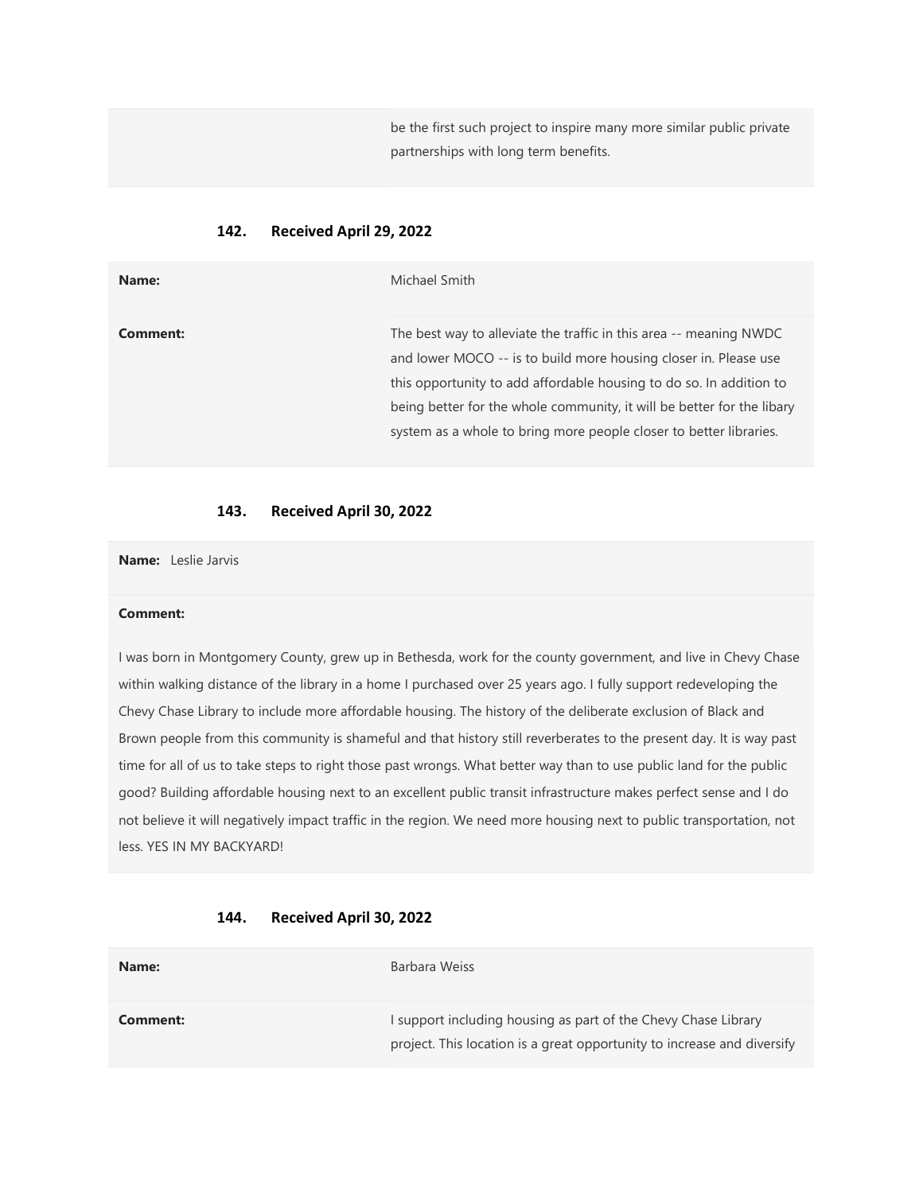| | |
|---|---|
| | be the first such project to inspire many more similar public private partnerships with long term benefits. |

### 142. Received April 29, 2022

| | |
|---|---|
| **Name:** | Michael Smith |
| **Comment:** | The best way to alleviate the traffic in this area -- meaning NWDC and lower MOCO -- is to build more housing closer in. Please use this opportunity to add affordable housing to do so. In addition to being better for the whole community, it will be better for the libary system as a whole to bring more people closer to better libraries. |

### 143. Received April 30, 2022

**Name:** Leslie Jarvis

**Comment:**

I was born in Montgomery County, grew up in Bethesda, work for the county government, and live in Chevy Chase within walking distance of the library in a home I purchased over 25 years ago. I fully support redeveloping the Chevy Chase Library to include more affordable housing. The history of the deliberate exclusion of Black and Brown people from this community is shameful and that history still reverberates to the present day. It is way past time for all of us to take steps to right those past wrongs. What better way than to use public land for the public good? Building affordable housing next to an excellent public transit infrastructure makes perfect sense and I do not believe it will negatively impact traffic in the region. We need more housing next to public transportation, not less. YES IN MY BACKYARD!

### 144. Received April 30, 2022

| | |
|---|---|
| **Name:** | Barbara Weiss |
| **Comment:** | I support including housing as part of the Chevy Chase Library project. This location is a great opportunity to increase and diversify |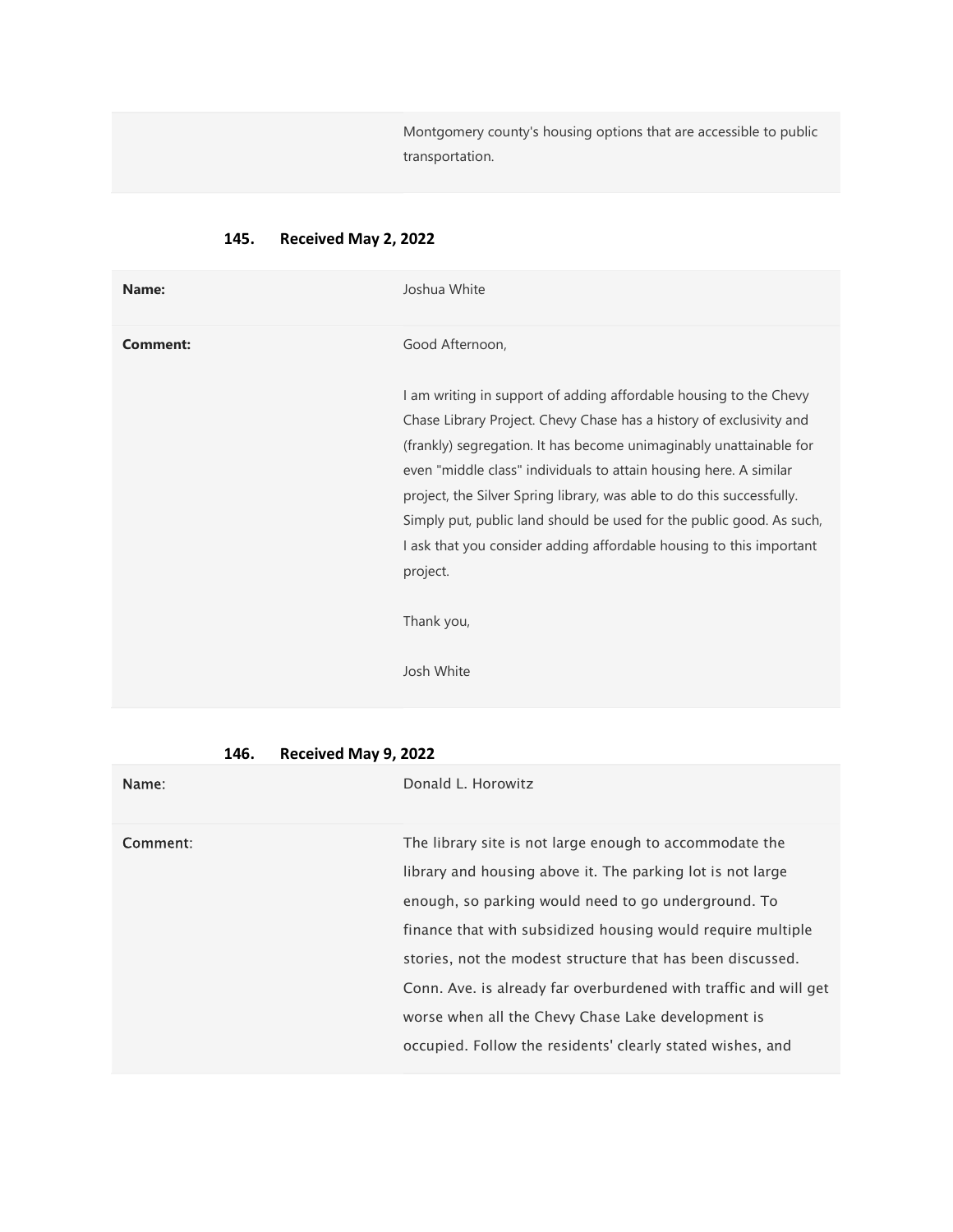| | |
|---|---|
| | Montgomery county's housing options that are accessible to public transportation. |

### 145. Received May 2, 2022

| | |
|---|---|
| **Name:** | Joshua White |
| **Comment:** | Good Afternoon,<br><br>I am writing in support of adding affordable housing to the Chevy Chase Library Project. Chevy Chase has a history of exclusivity and (frankly) segregation. It has become unimaginably unattainable for even "middle class" individuals to attain housing here. A similar project, the Silver Spring library, was able to do this successfully. Simply put, public land should be used for the public good. As such, I ask that you consider adding affordable housing to this important project.<br><br>Thank you,<br><br>Josh White |

### 146. Received May 9, 2022

| | |
|---|---|
| Name: | Donald L. Horowitz |
| Comment: | The library site is not large enough to accommodate the library and housing above it. The parking lot is not large enough, so parking would need to go underground. To finance that with subsidized housing would require multiple stories, not the modest structure that has been discussed. Conn. Ave. is already far overburdened with traffic and will get worse when all the Chevy Chase Lake development is occupied. Follow the residents' clearly stated wishes, and |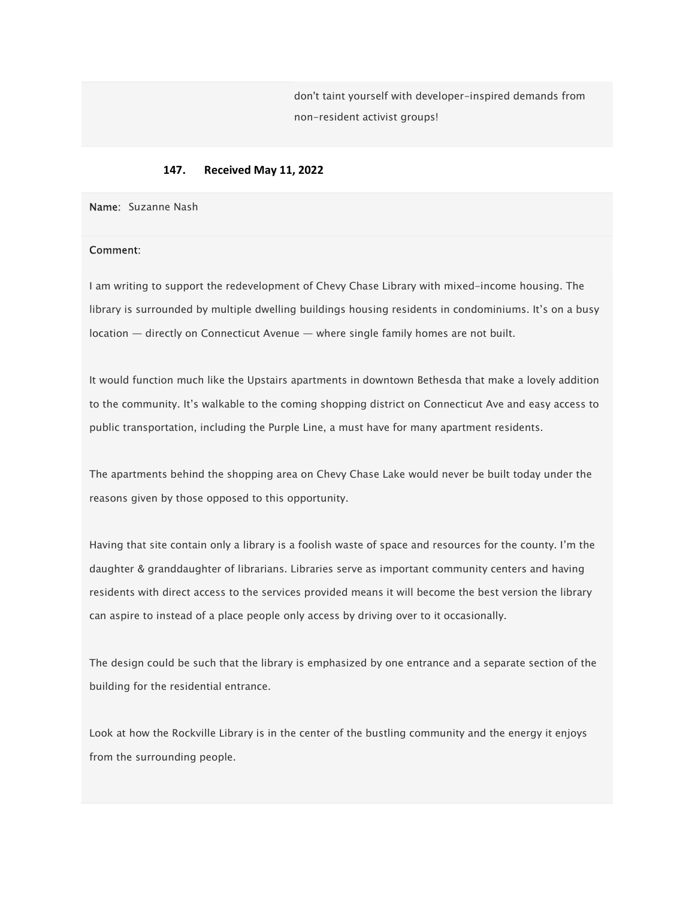don't taint yourself with developer-inspired demands from non-resident activist groups!

### 147. Received May 11, 2022

**Name**: Suzanne Nash

**Comment**:

I am writing to support the redevelopment of Chevy Chase Library with mixed-income housing. The library is surrounded by multiple dwelling buildings housing residents in condominiums. It's on a busy location — directly on Connecticut Avenue — where single family homes are not built.

It would function much like the Upstairs apartments in downtown Bethesda that make a lovely addition to the community. It's walkable to the coming shopping district on Connecticut Ave and easy access to public transportation, including the Purple Line, a must have for many apartment residents.

The apartments behind the shopping area on Chevy Chase Lake would never be built today under the reasons given by those opposed to this opportunity.

Having that site contain only a library is a foolish waste of space and resources for the county. I'm the daughter & granddaughter of librarians. Libraries serve as important community centers and having residents with direct access to the services provided means it will become the best version the library can aspire to instead of a place people only access by driving over to it occasionally.

The design could be such that the library is emphasized by one entrance and a separate section of the building for the residential entrance.

Look at how the Rockville Library is in the center of the bustling community and the energy it enjoys from the surrounding people.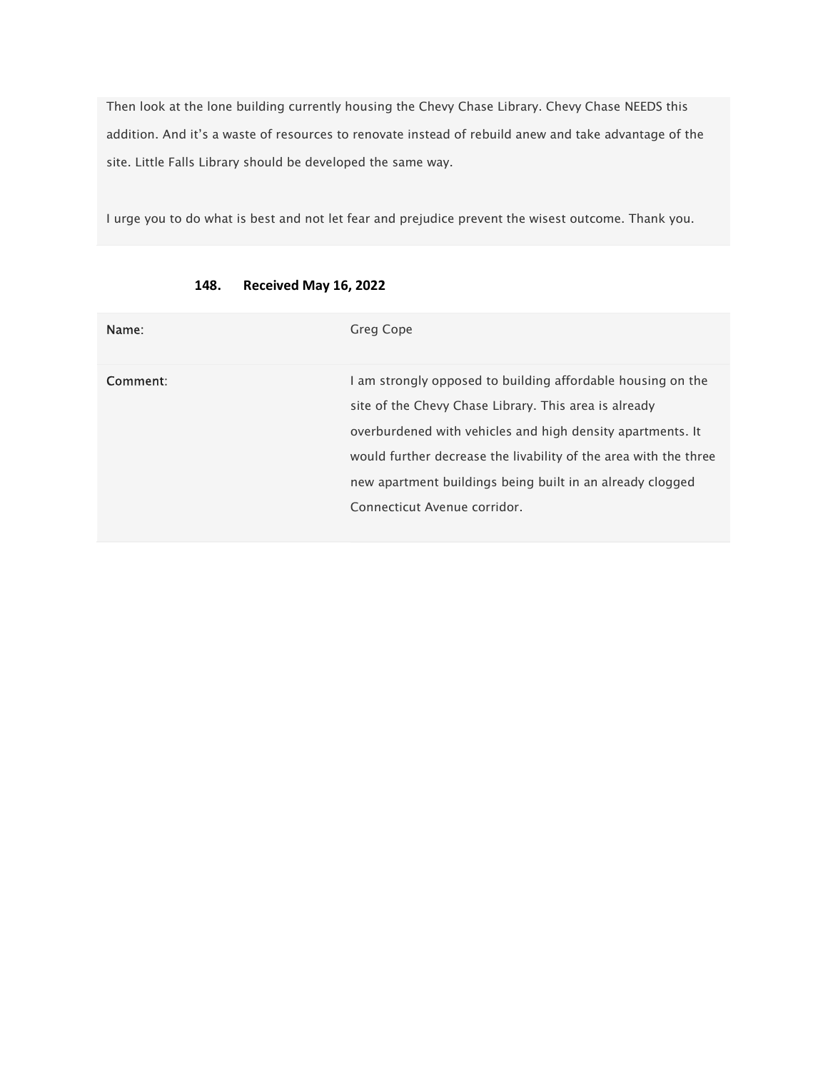Then look at the lone building currently housing the Chevy Chase Library. Chevy Chase NEEDS this addition. And it's a waste of resources to renovate instead of rebuild anew and take advantage of the site. Little Falls Library should be developed the same way.

I urge you to do what is best and not let fear and prejudice prevent the wisest outcome. Thank you.

### 148. Received May 16, 2022

| | |
|---|---|
| **Name**: | Greg Cope |
| **Comment**: | I am strongly opposed to building affordable housing on the site of the Chevy Chase Library. This area is already overburdened with vehicles and high density apartments. It would further decrease the livability of the area with the three new apartment buildings being built in an already clogged Connecticut Avenue corridor. |